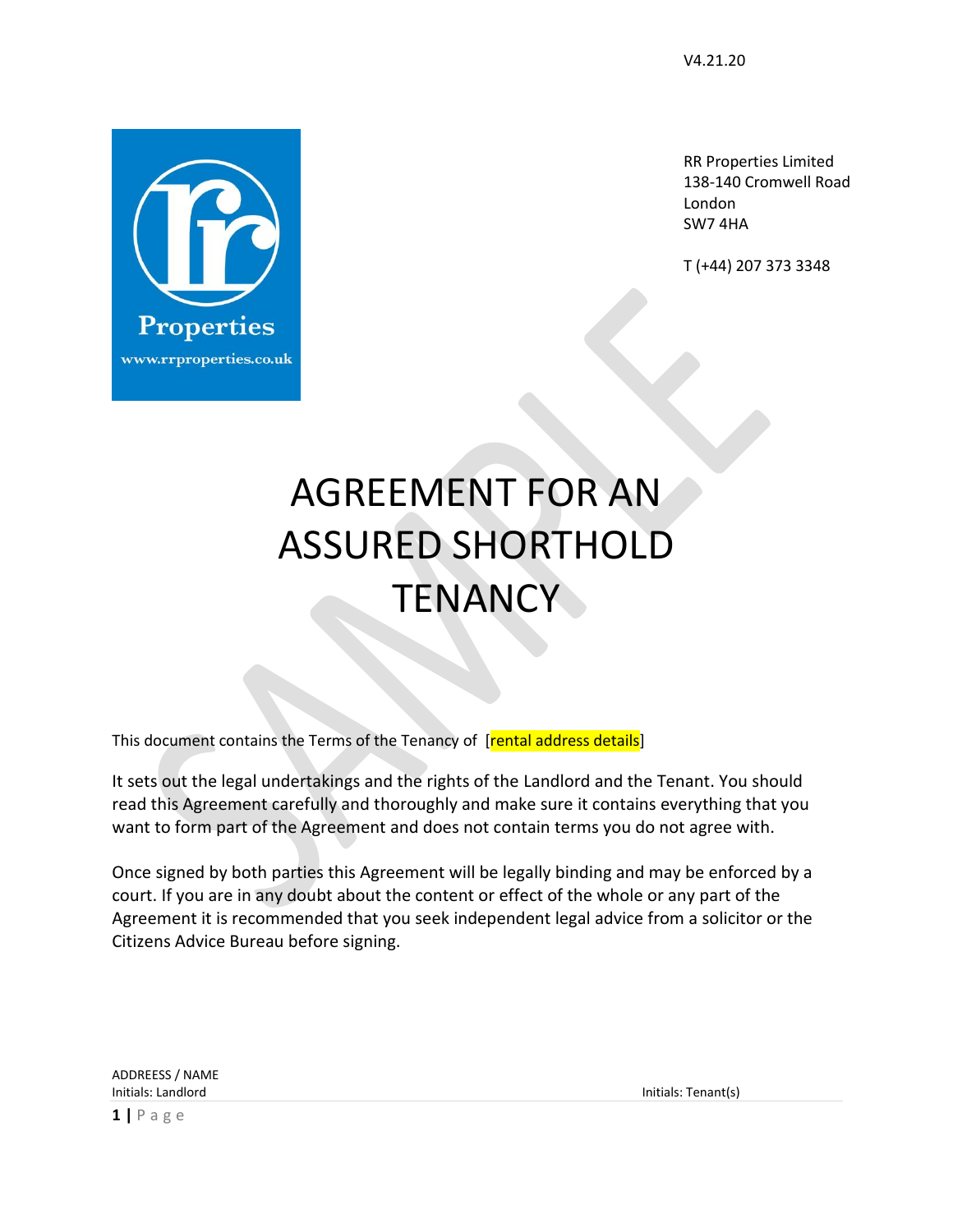V4.21.20

RR Properties Limited
138-140 Cromwell Road
London
SW7 4HA

T (+44) 207 373 3348

# AGREEMENT FOR AN ASSURED SHORTHOLD TENANCY

This document contains the Terms of the Tenancy of [rental address details]

It sets out the legal undertakings and the rights of the Landlord and the Tenant. You should read this Agreement carefully and thoroughly and make sure it contains everything that you want to form part of the Agreement and does not contain terms you do not agree with.

Once signed by both parties this Agreement will be legally binding and may be enforced by a court. If you are in any doubt about the content or effect of the whole or any part of the Agreement it is recommended that you seek independent legal advice from a solicitor or the Citizens Advice Bureau before signing.

ADDREESS / NAME
Initials: Landlord Initials: Tenant(s)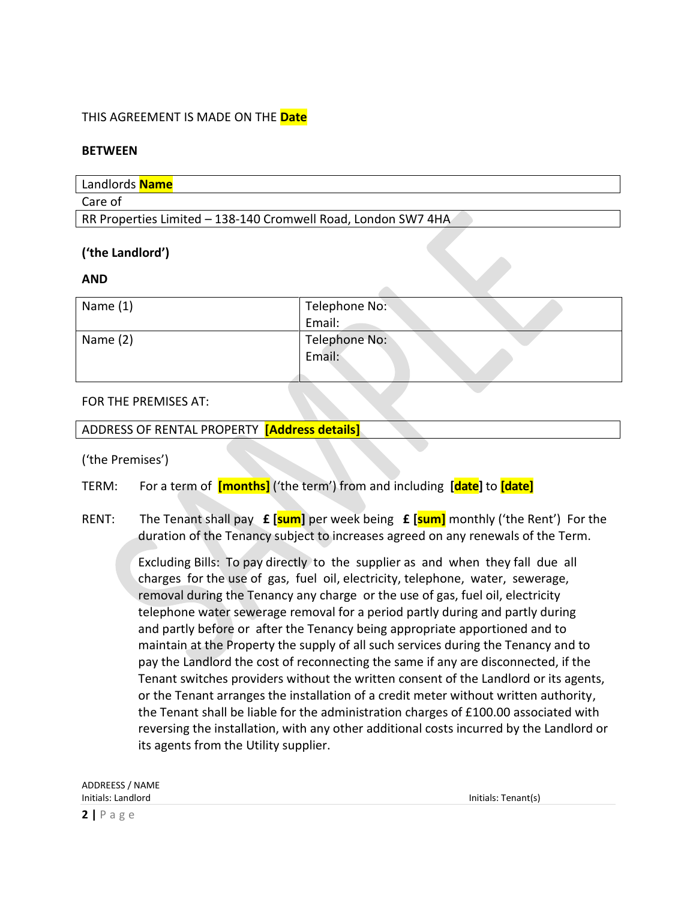THIS AGREEMENT IS MADE ON THE **Date**

**BETWEEN**

| Landlords **Name** |
|---|
| Care of |
| RR Properties Limited – 138-140 Cromwell Road, London SW7 4HA |

**('the Landlord')**

**AND**

| Name (1) | Telephone No:<br>Email: |
|---|---|
| Name (2) | Telephone No:<br>Email: |

FOR THE PREMISES AT:

| ADDRESS OF RENTAL PROPERTY **[Address details]** |
|---|

('the Premises')

TERM: For a term of **[months]** ('the term') from and including **[date]** to **[date]**

RENT: The Tenant shall pay **£ [sum]** per week being **£ [sum]** monthly ('the Rent') For the duration of the Tenancy subject to increases agreed on any renewals of the Term.

Excluding Bills: To pay directly to the supplier as and when they fall due all charges for the use of gas, fuel oil, electricity, telephone, water, sewerage, removal during the Tenancy any charge or the use of gas, fuel oil, electricity telephone water sewerage removal for a period partly during and partly during and partly before or after the Tenancy being appropriate apportioned and to maintain at the Property the supply of all such services during the Tenancy and to pay the Landlord the cost of reconnecting the same if any are disconnected, if the Tenant switches providers without the written consent of the Landlord or its agents, or the Tenant arranges the installation of a credit meter without written authority, the Tenant shall be liable for the administration charges of £100.00 associated with reversing the installation, with any other additional costs incurred by the Landlord or its agents from the Utility supplier.

ADDREESS / NAME
Initials: Landlord Initials: Tenant(s)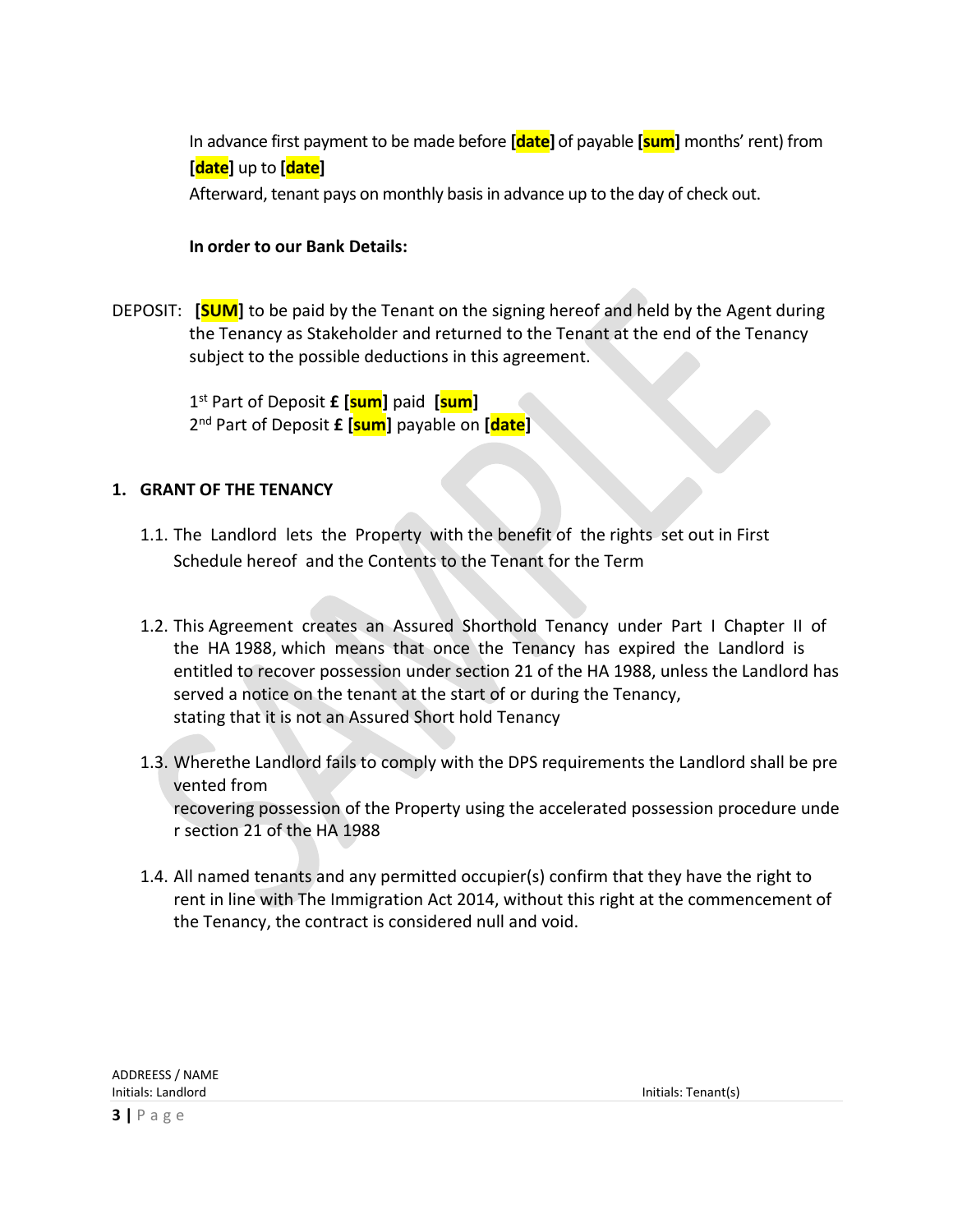In advance first payment to be made before **[date]** of payable **[sum]** months' rent) from **[date]** up to **[date]**

Afterward, tenant pays on monthly basis in advance up to the day of check out.

**In order to our Bank Details:**

DEPOSIT: **[SUM]** to be paid by the Tenant on the signing hereof and held by the Agent during the Tenancy as Stakeholder and returned to the Tenant at the end of the Tenancy subject to the possible deductions in this agreement.

1st Part of Deposit **£ [sum]** paid **[sum]**
2nd Part of Deposit **£ [sum]** payable on **[date]**

## 1. GRANT OF THE TENANCY

1.1. The Landlord lets the Property with the benefit of the rights set out in First Schedule hereof and the Contents to the Tenant for the Term

1.2. This Agreement creates an Assured Shorthold Tenancy under Part I Chapter II of the HA 1988, which means that once the Tenancy has expired the Landlord is entitled to recover possession under section 21 of the HA 1988, unless the Landlord has served a notice on the tenant at the start of or during the Tenancy, stating that it is not an Assured Short hold Tenancy

1.3. Wherethe Landlord fails to comply with the DPS requirements the Landlord shall be pre vented from recovering possession of the Property using the accelerated possession procedure unde r section 21 of the HA 1988

1.4. All named tenants and any permitted occupier(s) confirm that they have the right to rent in line with The Immigration Act 2014, without this right at the commencement of the Tenancy, the contract is considered null and void.

ADDREESS / NAME
Initials: Landlord Initials: Tenant(s)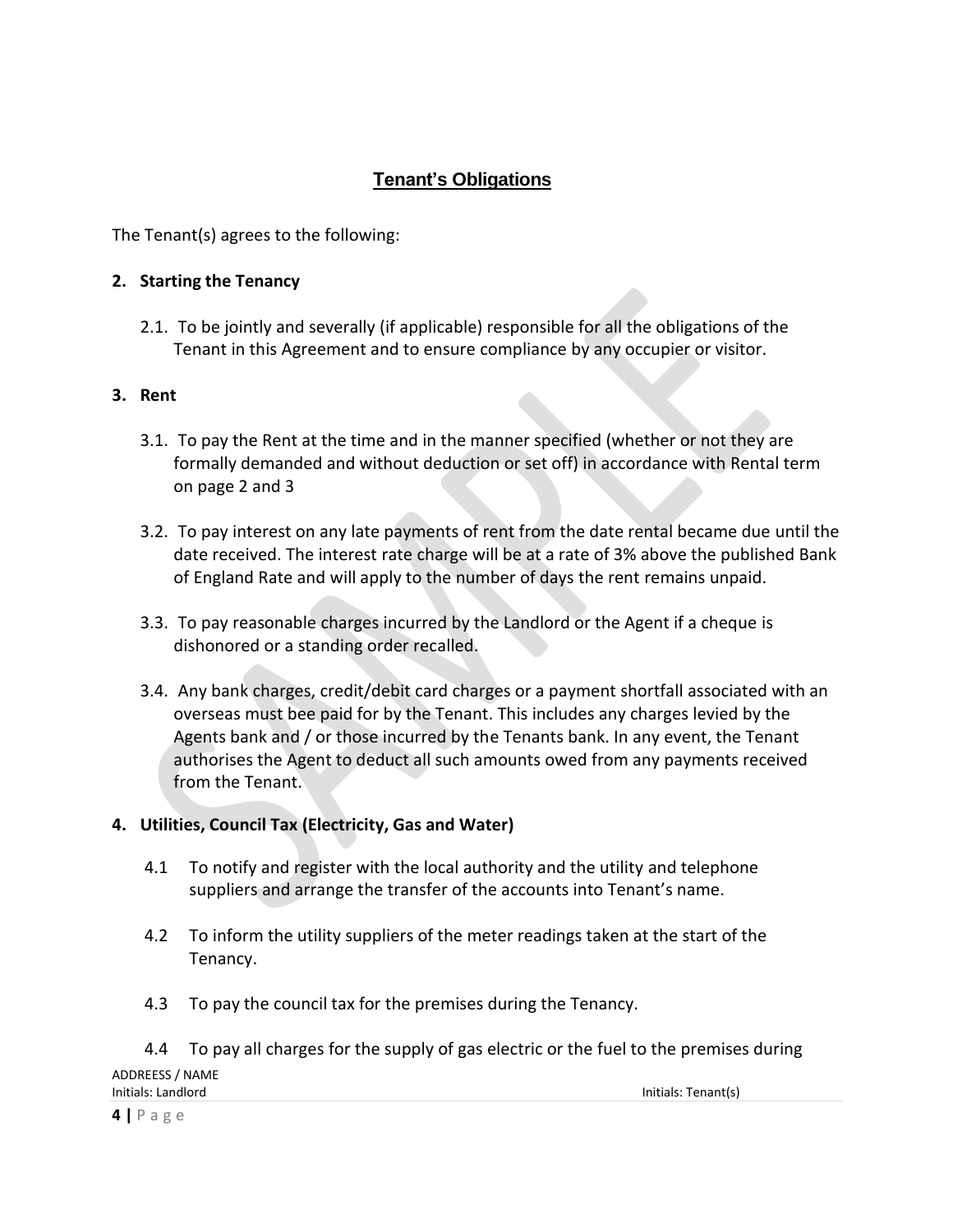## Tenant's Obligations

The Tenant(s) agrees to the following:

**2. Starting the Tenancy**

2.1. To be jointly and severally (if applicable) responsible for all the obligations of the Tenant in this Agreement and to ensure compliance by any occupier or visitor.

**3. Rent**

3.1. To pay the Rent at the time and in the manner specified (whether or not they are formally demanded and without deduction or set off) in accordance with Rental term on page 2 and 3

3.2. To pay interest on any late payments of rent from the date rental became due until the date received. The interest rate charge will be at a rate of 3% above the published Bank of England Rate and will apply to the number of days the rent remains unpaid.

3.3. To pay reasonable charges incurred by the Landlord or the Agent if a cheque is dishonored or a standing order recalled.

3.4. Any bank charges, credit/debit card charges or a payment shortfall associated with an overseas must bee paid for by the Tenant. This includes any charges levied by the Agents bank and / or those incurred by the Tenants bank. In any event, the Tenant authorises the Agent to deduct all such amounts owed from any payments received from the Tenant.

**4. Utilities, Council Tax (Electricity, Gas and Water)**

4.1 To notify and register with the local authority and the utility and telephone suppliers and arrange the transfer of the accounts into Tenant's name.

4.2 To inform the utility suppliers of the meter readings taken at the start of the Tenancy.

4.3 To pay the council tax for the premises during the Tenancy.

4.4 To pay all charges for the supply of gas electric or the fuel to the premises during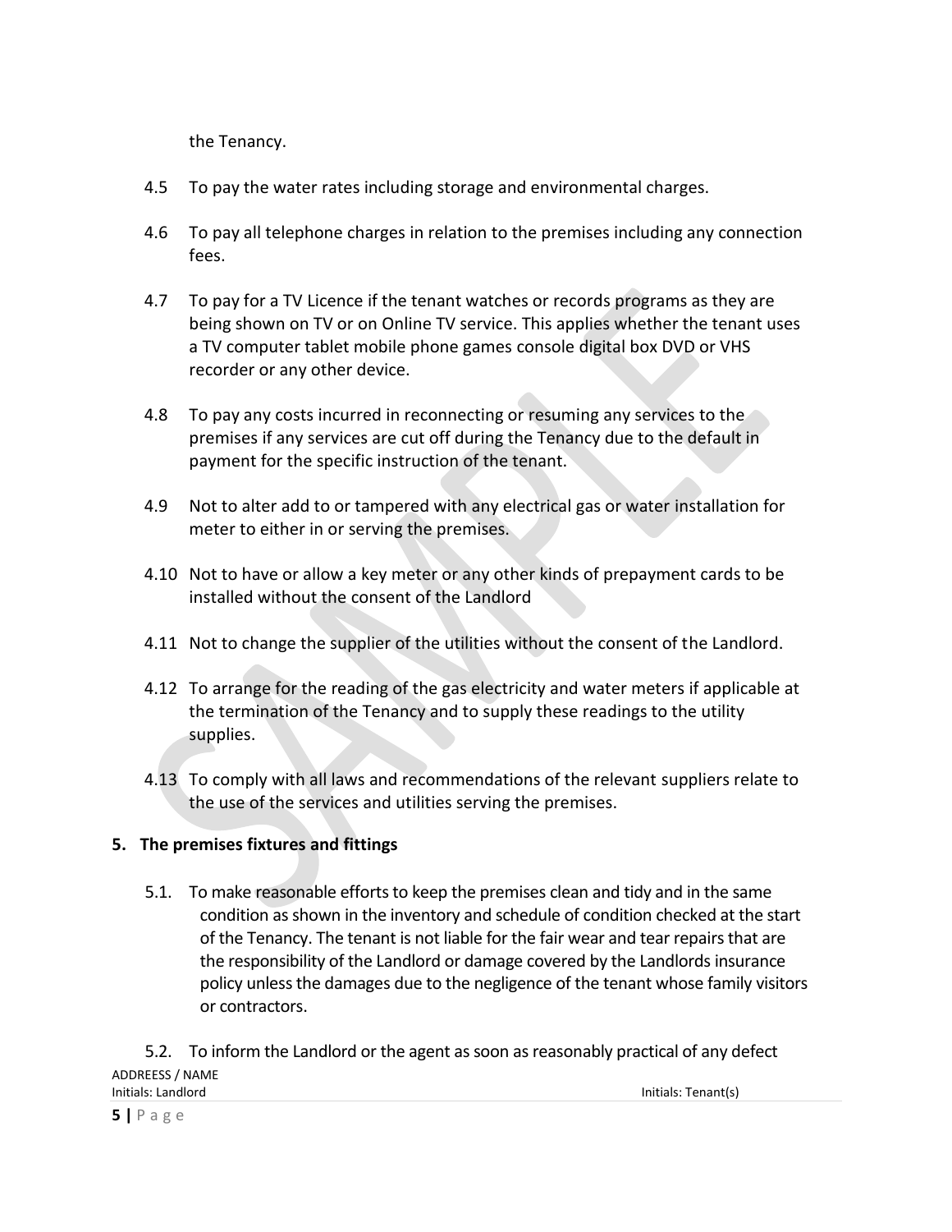the Tenancy.

4.5 To pay the water rates including storage and environmental charges.

4.6 To pay all telephone charges in relation to the premises including any connection fees.

4.7 To pay for a TV Licence if the tenant watches or records programs as they are being shown on TV or on Online TV service. This applies whether the tenant uses a TV computer tablet mobile phone games console digital box DVD or VHS recorder or any other device.

4.8 To pay any costs incurred in reconnecting or resuming any services to the premises if any services are cut off during the Tenancy due to the default in payment for the specific instruction of the tenant.

4.9 Not to alter add to or tampered with any electrical gas or water installation for meter to either in or serving the premises.

4.10 Not to have or allow a key meter or any other kinds of prepayment cards to be installed without the consent of the Landlord

4.11 Not to change the supplier of the utilities without the consent of the Landlord.

4.12 To arrange for the reading of the gas electricity and water meters if applicable at the termination of the Tenancy and to supply these readings to the utility supplies.

4.13 To comply with all laws and recommendations of the relevant suppliers relate to the use of the services and utilities serving the premises.

**5. The premises fixtures and fittings**

5.1. To make reasonable efforts to keep the premises clean and tidy and in the same condition as shown in the inventory and schedule of condition checked at the start of the Tenancy. The tenant is not liable for the fair wear and tear repairs that are the responsibility of the Landlord or damage covered by the Landlords insurance policy unless the damages due to the negligence of the tenant whose family visitors or contractors.

5.2. To inform the Landlord or the agent as soon as reasonably practical of any defect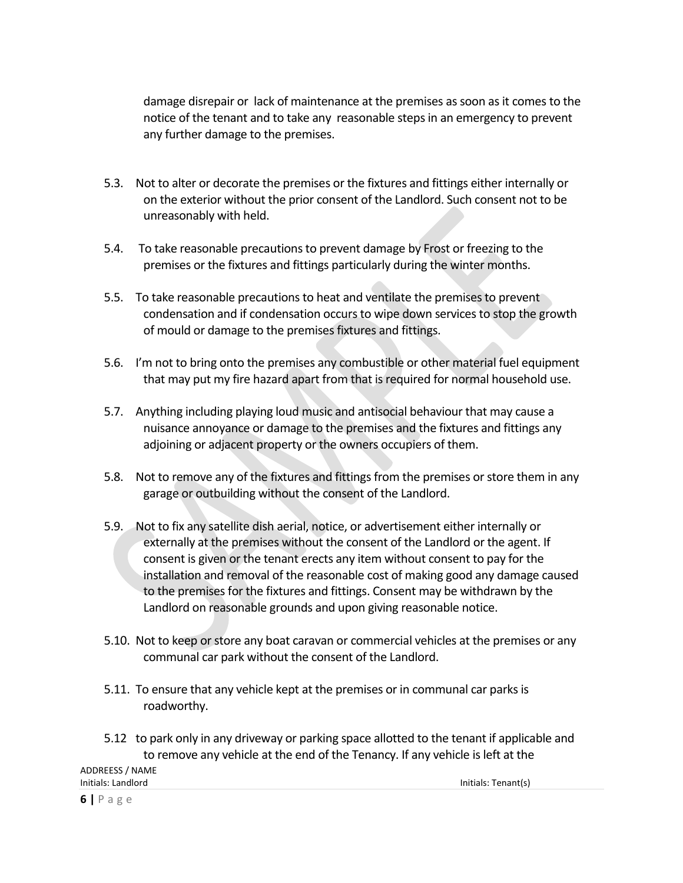damage disrepair or lack of maintenance at the premises as soon as it comes to the notice of the tenant and to take any reasonable steps in an emergency to prevent any further damage to the premises.

5.3. Not to alter or decorate the premises or the fixtures and fittings either internally or on the exterior without the prior consent of the Landlord. Such consent not to be unreasonably with held.

5.4. To take reasonable precautions to prevent damage by Frost or freezing to the premises or the fixtures and fittings particularly during the winter months.

5.5. To take reasonable precautions to heat and ventilate the premises to prevent condensation and if condensation occurs to wipe down services to stop the growth of mould or damage to the premises fixtures and fittings.

5.6. I'm not to bring onto the premises any combustible or other material fuel equipment that may put my fire hazard apart from that is required for normal household use.

5.7. Anything including playing loud music and antisocial behaviour that may cause a nuisance annoyance or damage to the premises and the fixtures and fittings any adjoining or adjacent property or the owners occupiers of them.

5.8. Not to remove any of the fixtures and fittings from the premises or store them in any garage or outbuilding without the consent of the Landlord.

5.9. Not to fix any satellite dish aerial, notice, or advertisement either internally or externally at the premises without the consent of the Landlord or the agent. If consent is given or the tenant erects any item without consent to pay for the installation and removal of the reasonable cost of making good any damage caused to the premises for the fixtures and fittings. Consent may be withdrawn by the Landlord on reasonable grounds and upon giving reasonable notice.

5.10. Not to keep or store any boat caravan or commercial vehicles at the premises or any communal car park without the consent of the Landlord.

5.11. To ensure that any vehicle kept at the premises or in communal car parks is roadworthy.

5.12 to park only in any driveway or parking space allotted to the tenant if applicable and to remove any vehicle at the end of the Tenancy. If any vehicle is left at the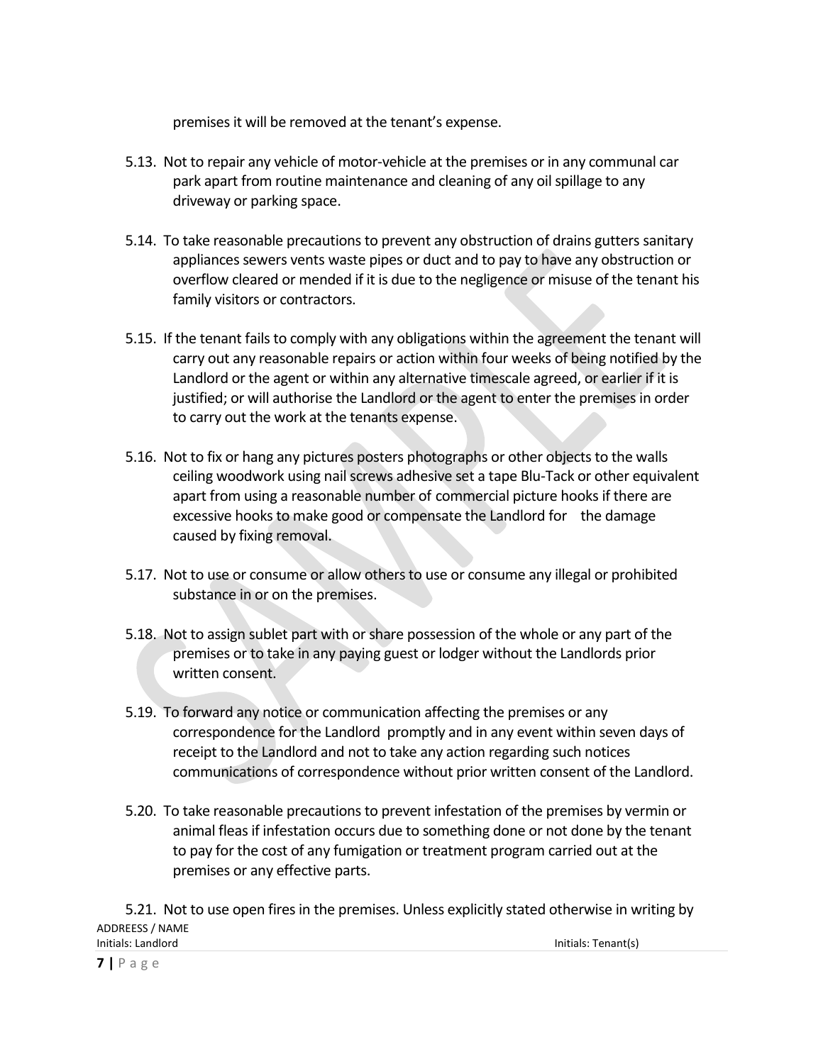premises it will be removed at the tenant's expense.

5.13. Not to repair any vehicle of motor-vehicle at the premises or in any communal car park apart from routine maintenance and cleaning of any oil spillage to any driveway or parking space.

5.14. To take reasonable precautions to prevent any obstruction of drains gutters sanitary appliances sewers vents waste pipes or duct and to pay to have any obstruction or overflow cleared or mended if it is due to the negligence or misuse of the tenant his family visitors or contractors.

5.15. If the tenant fails to comply with any obligations within the agreement the tenant will carry out any reasonable repairs or action within four weeks of being notified by the Landlord or the agent or within any alternative timescale agreed, or earlier if it is justified; or will authorise the Landlord or the agent to enter the premises in order to carry out the work at the tenants expense.

5.16. Not to fix or hang any pictures posters photographs or other objects to the walls ceiling woodwork using nail screws adhesive set a tape Blu-Tack or other equivalent apart from using a reasonable number of commercial picture hooks if there are excessive hooks to make good or compensate the Landlord for the damage caused by fixing removal.

5.17. Not to use or consume or allow others to use or consume any illegal or prohibited substance in or on the premises.

5.18. Not to assign sublet part with or share possession of the whole or any part of the premises or to take in any paying guest or lodger without the Landlords prior written consent.

5.19. To forward any notice or communication affecting the premises or any correspondence for the Landlord promptly and in any event within seven days of receipt to the Landlord and not to take any action regarding such notices communications of correspondence without prior written consent of the Landlord.

5.20. To take reasonable precautions to prevent infestation of the premises by vermin or animal fleas if infestation occurs due to something done or not done by the tenant to pay for the cost of any fumigation or treatment program carried out at the premises or any effective parts.

5.21. Not to use open fires in the premises. Unless explicitly stated otherwise in writing by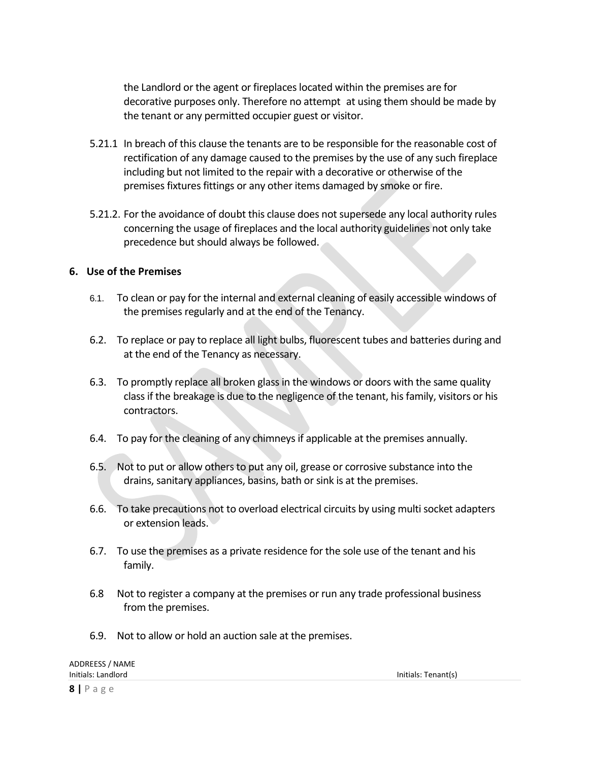the Landlord or the agent or fireplaces located within the premises are for decorative purposes only. Therefore no attempt at using them should be made by the tenant or any permitted occupier guest or visitor.

5.21.1 In breach of this clause the tenants are to be responsible for the reasonable cost of rectification of any damage caused to the premises by the use of any such fireplace including but not limited to the repair with a decorative or otherwise of the premises fixtures fittings or any other items damaged by smoke or fire.

5.21.2. For the avoidance of doubt this clause does not supersede any local authority rules concerning the usage of fireplaces and the local authority guidelines not only take precedence but should always be followed.

## 6. Use of the Premises

6.1. To clean or pay for the internal and external cleaning of easily accessible windows of the premises regularly and at the end of the Tenancy.

6.2. To replace or pay to replace all light bulbs, fluorescent tubes and batteries during and at the end of the Tenancy as necessary.

6.3. To promptly replace all broken glass in the windows or doors with the same quality class if the breakage is due to the negligence of the tenant, his family, visitors or his contractors.

6.4. To pay for the cleaning of any chimneys if applicable at the premises annually.

6.5. Not to put or allow others to put any oil, grease or corrosive substance into the drains, sanitary appliances, basins, bath or sink is at the premises.

6.6. To take precautions not to overload electrical circuits by using multi socket adapters or extension leads.

6.7. To use the premises as a private residence for the sole use of the tenant and his family.

6.8 Not to register a company at the premises or run any trade professional business from the premises.

6.9. Not to allow or hold an auction sale at the premises.

ADDREESS / NAME
Initials: Landlord Initials: Tenant(s)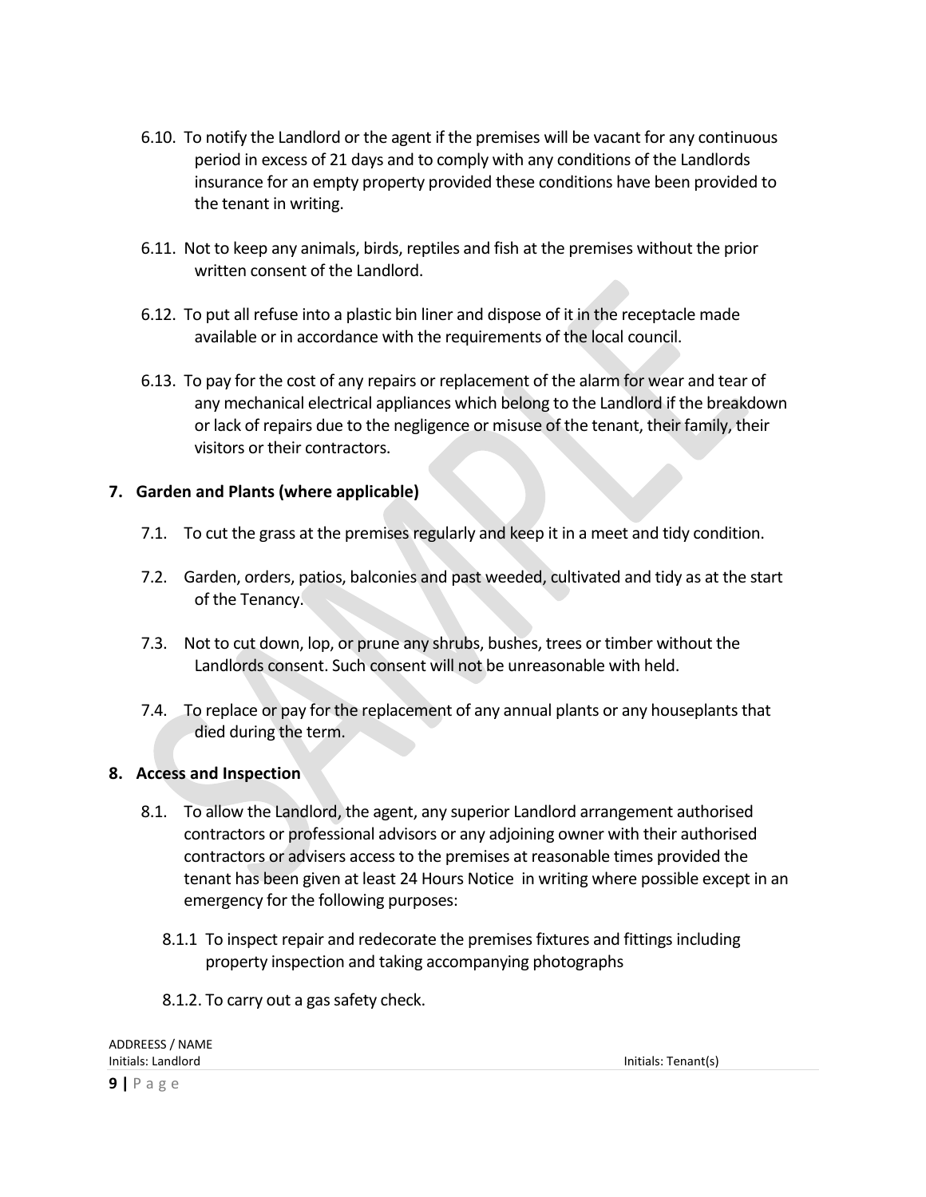6.10. To notify the Landlord or the agent if the premises will be vacant for any continuous period in excess of 21 days and to comply with any conditions of the Landlords insurance for an empty property provided these conditions have been provided to the tenant in writing.

6.11. Not to keep any animals, birds, reptiles and fish at the premises without the prior written consent of the Landlord.

6.12. To put all refuse into a plastic bin liner and dispose of it in the receptacle made available or in accordance with the requirements of the local council.

6.13. To pay for the cost of any repairs or replacement of the alarm for wear and tear of any mechanical electrical appliances which belong to the Landlord if the breakdown or lack of repairs due to the negligence or misuse of the tenant, their family, their visitors or their contractors.

**7. Garden and Plants (where applicable)**

7.1. To cut the grass at the premises regularly and keep it in a meet and tidy condition.

7.2. Garden, orders, patios, balconies and past weeded, cultivated and tidy as at the start of the Tenancy.

7.3. Not to cut down, lop, or prune any shrubs, bushes, trees or timber without the Landlords consent. Such consent will not be unreasonable with held.

7.4. To replace or pay for the replacement of any annual plants or any houseplants that died during the term.

**8. Access and Inspection**

8.1. To allow the Landlord, the agent, any superior Landlord arrangement authorised contractors or professional advisors or any adjoining owner with their authorised contractors or advisers access to the premises at reasonable times provided the tenant has been given at least 24 Hours Notice in writing where possible except in an emergency for the following purposes:

8.1.1 To inspect repair and redecorate the premises fixtures and fittings including property inspection and taking accompanying photographs

8.1.2. To carry out a gas safety check.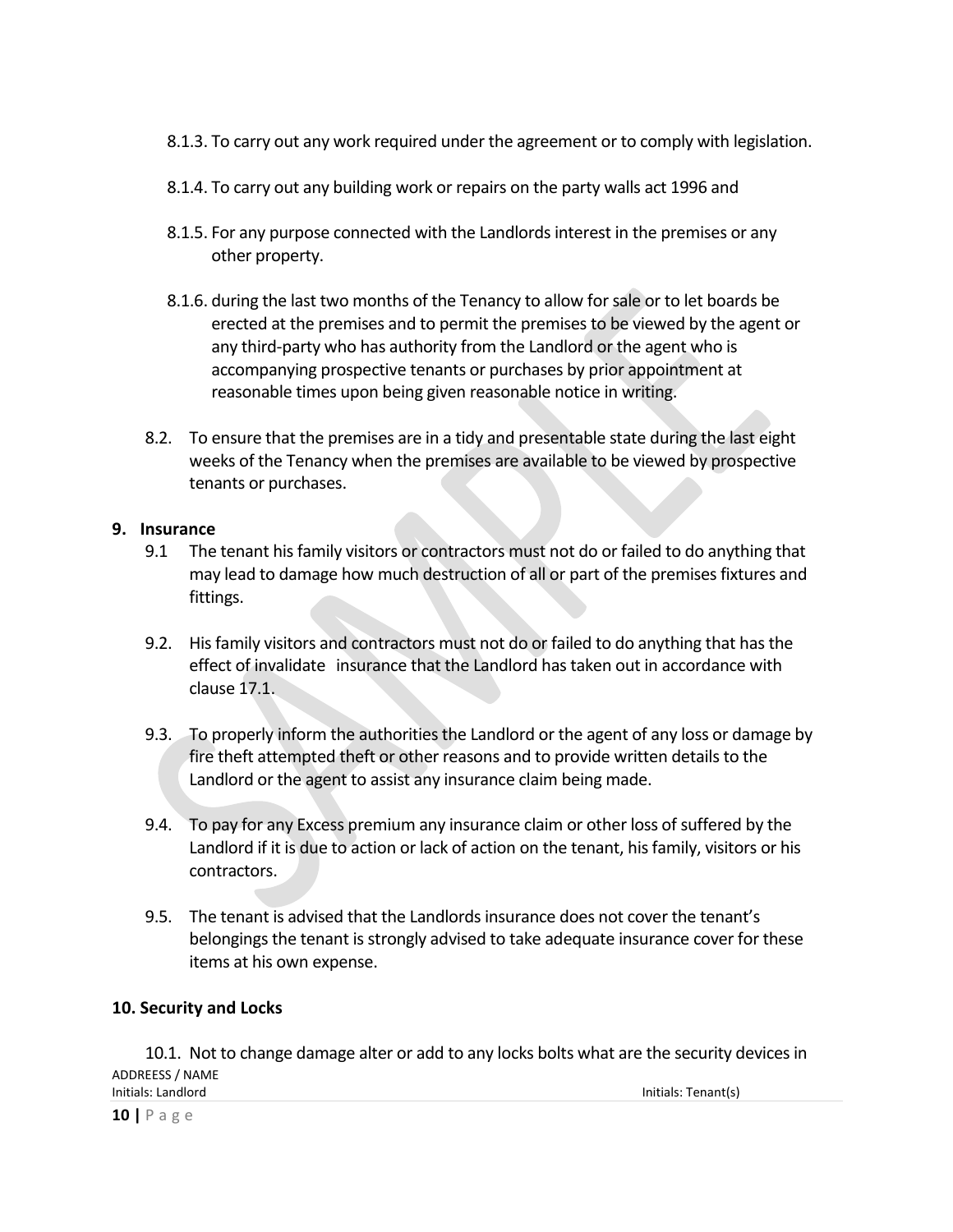8.1.3. To carry out any work required under the agreement or to comply with legislation.

8.1.4. To carry out any building work or repairs on the party walls act 1996 and

8.1.5. For any purpose connected with the Landlords interest in the premises or any other property.

8.1.6. during the last two months of the Tenancy to allow for sale or to let boards be erected at the premises and to permit the premises to be viewed by the agent or any third-party who has authority from the Landlord or the agent who is accompanying prospective tenants or purchases by prior appointment at reasonable times upon being given reasonable notice in writing.

8.2. To ensure that the premises are in a tidy and presentable state during the last eight weeks of the Tenancy when the premises are available to be viewed by prospective tenants or purchases.

**9. Insurance**

9.1 The tenant his family visitors or contractors must not do or failed to do anything that may lead to damage how much destruction of all or part of the premises fixtures and fittings.

9.2. His family visitors and contractors must not do or failed to do anything that has the effect of invalidate insurance that the Landlord has taken out in accordance with clause 17.1.

9.3. To properly inform the authorities the Landlord or the agent of any loss or damage by fire theft attempted theft or other reasons and to provide written details to the Landlord or the agent to assist any insurance claim being made.

9.4. To pay for any Excess premium any insurance claim or other loss of suffered by the Landlord if it is due to action or lack of action on the tenant, his family, visitors or his contractors.

9.5. The tenant is advised that the Landlords insurance does not cover the tenant's belongings the tenant is strongly advised to take adequate insurance cover for these items at his own expense.

**10. Security and Locks**

10.1. Not to change damage alter or add to any locks bolts what are the security devices in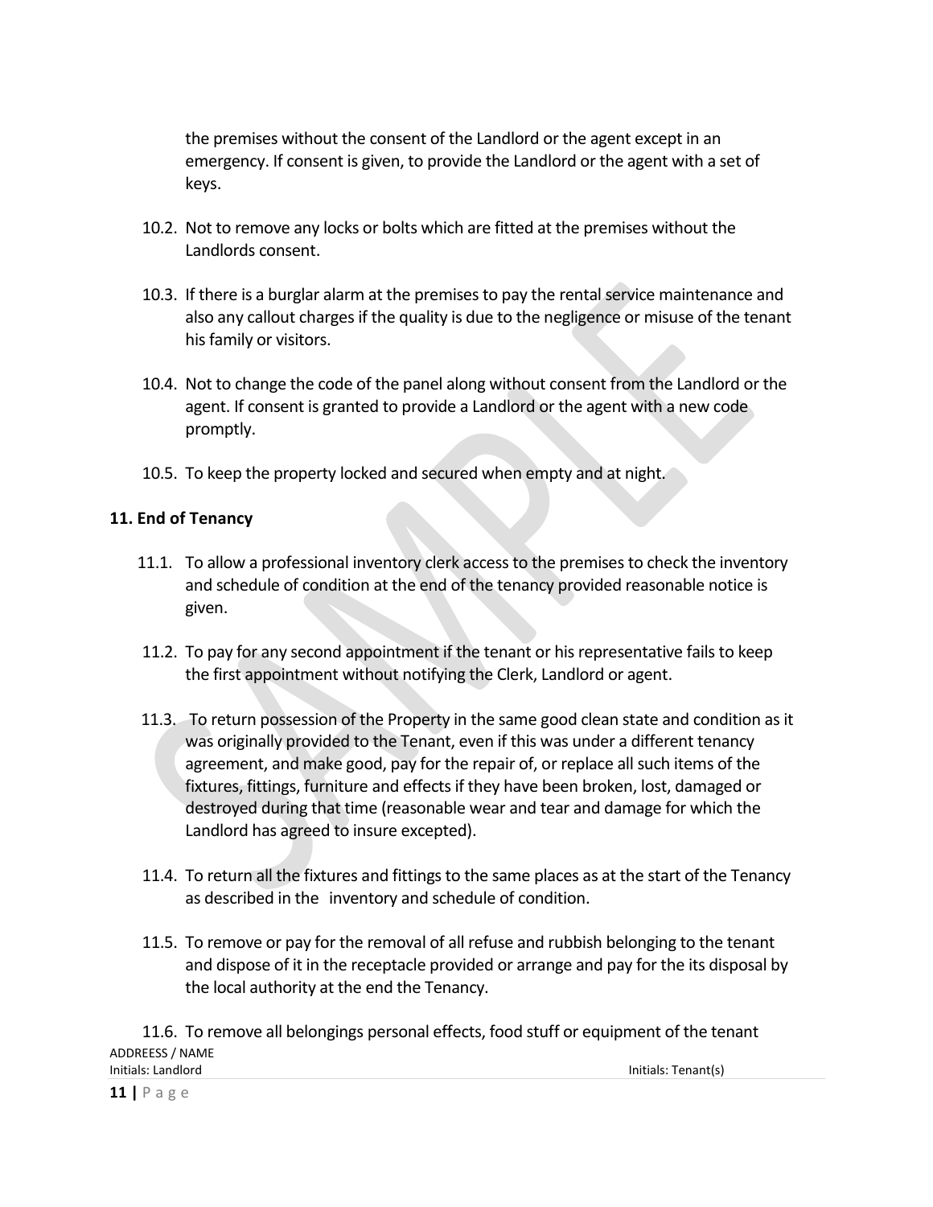the premises without the consent of the Landlord or the agent except in an emergency. If consent is given, to provide the Landlord or the agent with a set of keys.

10.2. Not to remove any locks or bolts which are fitted at the premises without the Landlords consent.

10.3. If there is a burglar alarm at the premises to pay the rental service maintenance and also any callout charges if the quality is due to the negligence or misuse of the tenant his family or visitors.

10.4. Not to change the code of the panel along without consent from the Landlord or the agent. If consent is granted to provide a Landlord or the agent with a new code promptly.

10.5. To keep the property locked and secured when empty and at night.

**11. End of Tenancy**

11.1. To allow a professional inventory clerk access to the premises to check the inventory and schedule of condition at the end of the tenancy provided reasonable notice is given.

11.2. To pay for any second appointment if the tenant or his representative fails to keep the first appointment without notifying the Clerk, Landlord or agent.

11.3. To return possession of the Property in the same good clean state and condition as it was originally provided to the Tenant, even if this was under a different tenancy agreement, and make good, pay for the repair of, or replace all such items of the fixtures, fittings, furniture and effects if they have been broken, lost, damaged or destroyed during that time (reasonable wear and tear and damage for which the Landlord has agreed to insure excepted).

11.4. To return all the fixtures and fittings to the same places as at the start of the Tenancy as described in the inventory and schedule of condition.

11.5. To remove or pay for the removal of all refuse and rubbish belonging to the tenant and dispose of it in the receptacle provided or arrange and pay for the its disposal by the local authority at the end the Tenancy.

11.6. To remove all belongings personal effects, food stuff or equipment of the tenant

ADDREESS / NAME
Initials: Landlord Initials: Tenant(s)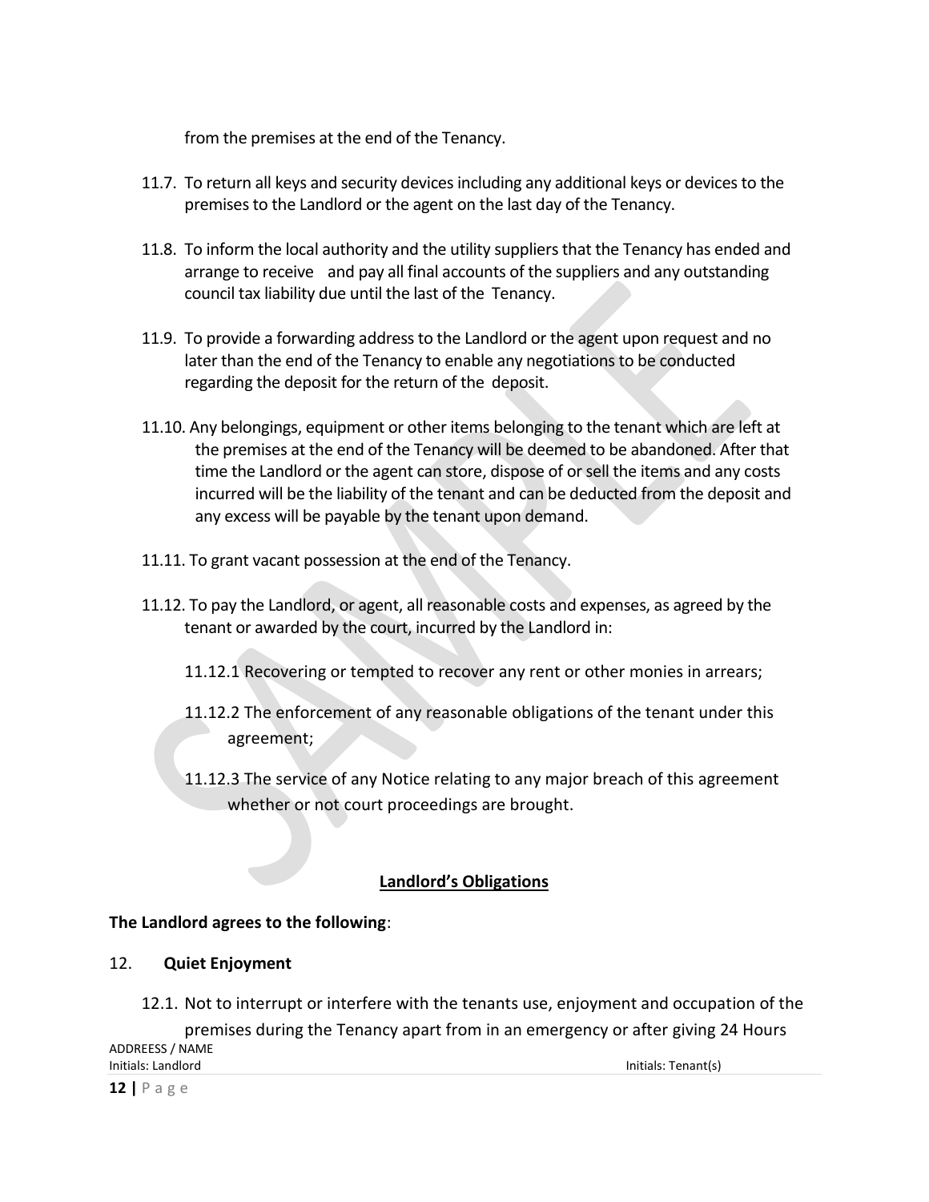from the premises at the end of the Tenancy.

11.7. To return all keys and security devices including any additional keys or devices to the premises to the Landlord or the agent on the last day of the Tenancy.

11.8. To inform the local authority and the utility suppliers that the Tenancy has ended and arrange to receive and pay all final accounts of the suppliers and any outstanding council tax liability due until the last of the Tenancy.

11.9. To provide a forwarding address to the Landlord or the agent upon request and no later than the end of the Tenancy to enable any negotiations to be conducted regarding the deposit for the return of the deposit.

11.10. Any belongings, equipment or other items belonging to the tenant which are left at the premises at the end of the Tenancy will be deemed to be abandoned. After that time the Landlord or the agent can store, dispose of or sell the items and any costs incurred will be the liability of the tenant and can be deducted from the deposit and any excess will be payable by the tenant upon demand.

11.11. To grant vacant possession at the end of the Tenancy.

11.12. To pay the Landlord, or agent, all reasonable costs and expenses, as agreed by the tenant or awarded by the court, incurred by the Landlord in:

11.12.1 Recovering or tempted to recover any rent or other monies in arrears;

11.12.2 The enforcement of any reasonable obligations of the tenant under this agreement;

11.12.3 The service of any Notice relating to any major breach of this agreement whether or not court proceedings are brought.

## Landlord's Obligations

**The Landlord agrees to the following**:

12. **Quiet Enjoyment**

12.1. Not to interrupt or interfere with the tenants use, enjoyment and occupation of the premises during the Tenancy apart from in an emergency or after giving 24 Hours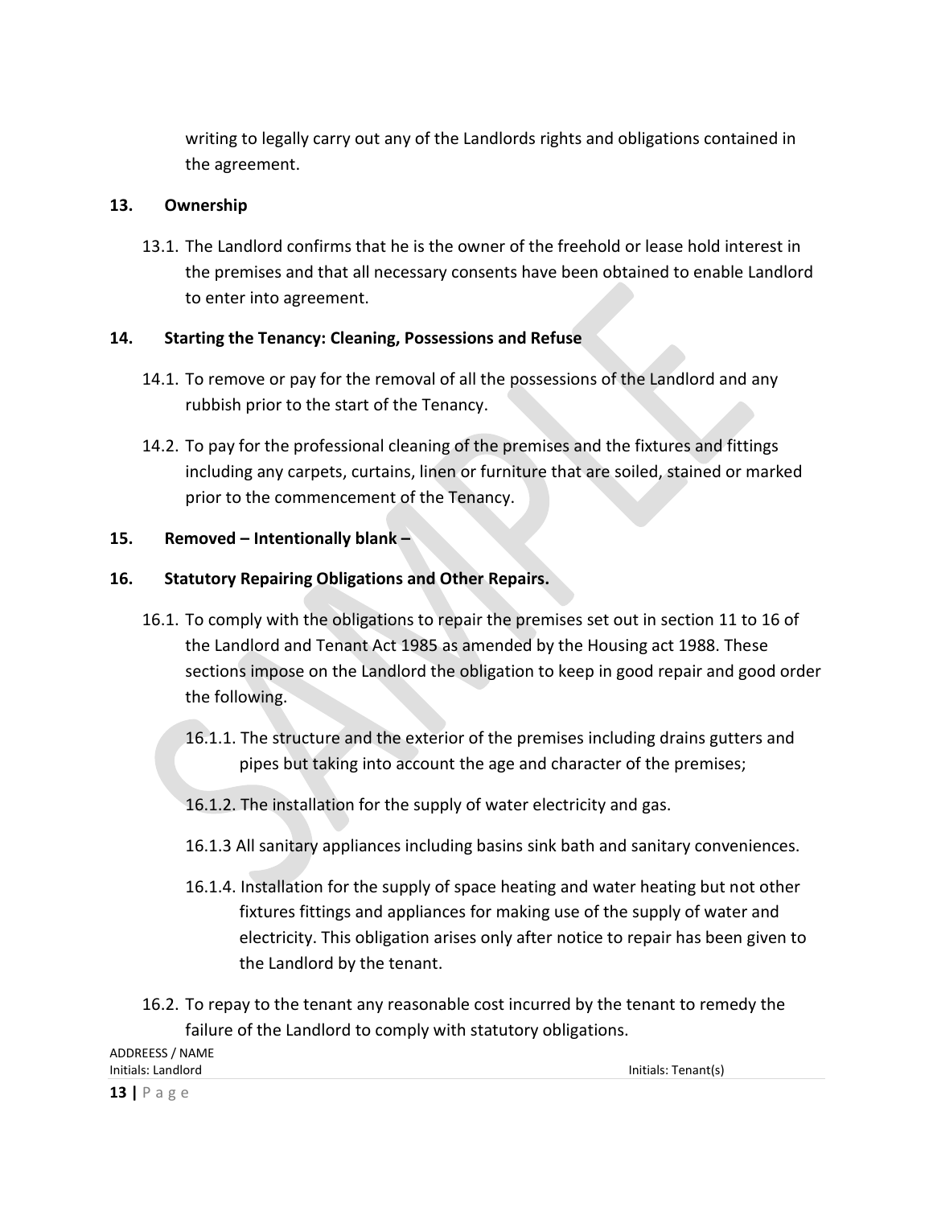writing to legally carry out any of the Landlords rights and obligations contained in the agreement.

**13. Ownership**

13.1. The Landlord confirms that he is the owner of the freehold or lease hold interest in the premises and that all necessary consents have been obtained to enable Landlord to enter into agreement.

**14. Starting the Tenancy: Cleaning, Possessions and Refuse**

14.1. To remove or pay for the removal of all the possessions of the Landlord and any rubbish prior to the start of the Tenancy.

14.2. To pay for the professional cleaning of the premises and the fixtures and fittings including any carpets, curtains, linen or furniture that are soiled, stained or marked prior to the commencement of the Tenancy.

**15. Removed – Intentionally blank –**

**16. Statutory Repairing Obligations and Other Repairs.**

16.1. To comply with the obligations to repair the premises set out in section 11 to 16 of the Landlord and Tenant Act 1985 as amended by the Housing act 1988. These sections impose on the Landlord the obligation to keep in good repair and good order the following.

16.1.1. The structure and the exterior of the premises including drains gutters and pipes but taking into account the age and character of the premises;

16.1.2. The installation for the supply of water electricity and gas.

16.1.3 All sanitary appliances including basins sink bath and sanitary conveniences.

16.1.4. Installation for the supply of space heating and water heating but not other fixtures fittings and appliances for making use of the supply of water and electricity. This obligation arises only after notice to repair has been given to the Landlord by the tenant.

16.2. To repay to the tenant any reasonable cost incurred by the tenant to remedy the failure of the Landlord to comply with statutory obligations.

ADDREESS / NAME
Initials: Landlord Initials: Tenant(s)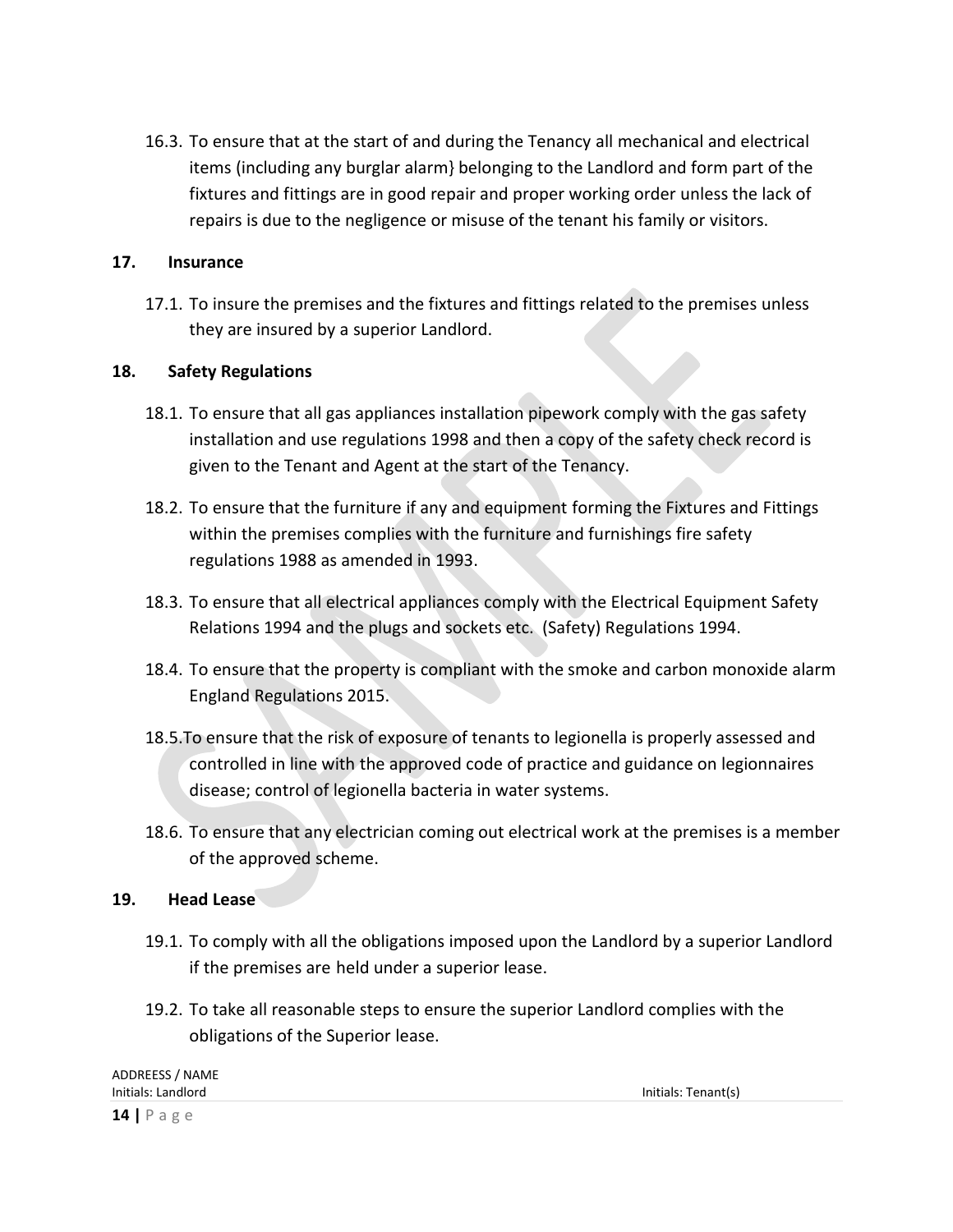16.3. To ensure that at the start of and during the Tenancy all mechanical and electrical items (including any burglar alarm} belonging to the Landlord and form part of the fixtures and fittings are in good repair and proper working order unless the lack of repairs is due to the negligence or misuse of the tenant his family or visitors.

## 17. Insurance

17.1. To insure the premises and the fixtures and fittings related to the premises unless they are insured by a superior Landlord.

## 18. Safety Regulations

18.1. To ensure that all gas appliances installation pipework comply with the gas safety installation and use regulations 1998 and then a copy of the safety check record is given to the Tenant and Agent at the start of the Tenancy.

18.2. To ensure that the furniture if any and equipment forming the Fixtures and Fittings within the premises complies with the furniture and furnishings fire safety regulations 1988 as amended in 1993.

18.3. To ensure that all electrical appliances comply with the Electrical Equipment Safety Relations 1994 and the plugs and sockets etc. (Safety) Regulations 1994.

18.4. To ensure that the property is compliant with the smoke and carbon monoxide alarm England Regulations 2015.

18.5. To ensure that the risk of exposure of tenants to legionella is properly assessed and controlled in line with the approved code of practice and guidance on legionnaires disease; control of legionella bacteria in water systems.

18.6. To ensure that any electrician coming out electrical work at the premises is a member of the approved scheme.

## 19. Head Lease

19.1. To comply with all the obligations imposed upon the Landlord by a superior Landlord if the premises are held under a superior lease.

19.2. To take all reasonable steps to ensure the superior Landlord complies with the obligations of the Superior lease.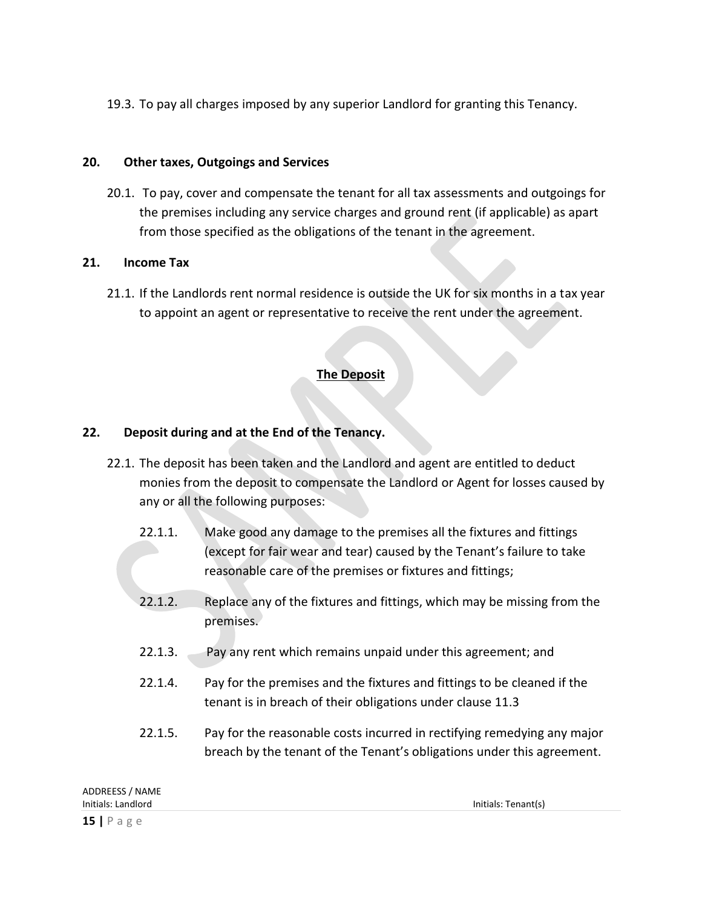19.3. To pay all charges imposed by any superior Landlord for granting this Tenancy.

**20. Other taxes, Outgoings and Services**

20.1. To pay, cover and compensate the tenant for all tax assessments and outgoings for the premises including any service charges and ground rent (if applicable) as apart from those specified as the obligations of the tenant in the agreement.

**21. Income Tax**

21.1. If the Landlords rent normal residence is outside the UK for six months in a tax year to appoint an agent or representative to receive the rent under the agreement.

**<u>The Deposit</u>**

**22. Deposit during and at the End of the Tenancy.**

22.1. The deposit has been taken and the Landlord and agent are entitled to deduct monies from the deposit to compensate the Landlord or Agent for losses caused by any or all the following purposes:

22.1.1. Make good any damage to the premises all the fixtures and fittings (except for fair wear and tear) caused by the Tenant's failure to take reasonable care of the premises or fixtures and fittings;

22.1.2. Replace any of the fixtures and fittings, which may be missing from the premises.

22.1.3. Pay any rent which remains unpaid under this agreement; and

22.1.4. Pay for the premises and the fixtures and fittings to be cleaned if the tenant is in breach of their obligations under clause 11.3

22.1.5. Pay for the reasonable costs incurred in rectifying remedying any major breach by the tenant of the Tenant's obligations under this agreement.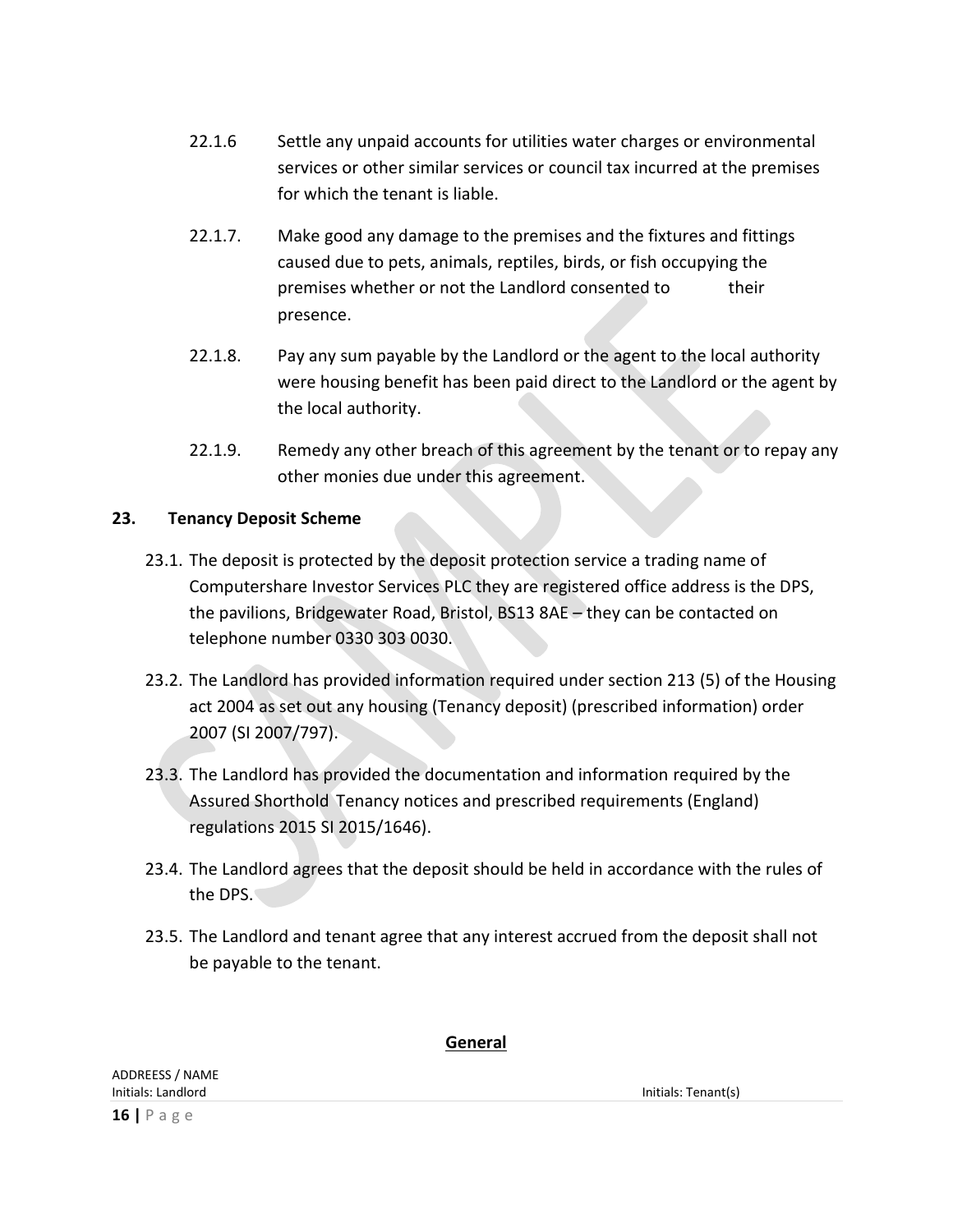22.1.6 Settle any unpaid accounts for utilities water charges or environmental services or other similar services or council tax incurred at the premises for which the tenant is liable.

22.1.7. Make good any damage to the premises and the fixtures and fittings caused due to pets, animals, reptiles, birds, or fish occupying the premises whether or not the Landlord consented to their presence.

22.1.8. Pay any sum payable by the Landlord or the agent to the local authority were housing benefit has been paid direct to the Landlord or the agent by the local authority.

22.1.9. Remedy any other breach of this agreement by the tenant or to repay any other monies due under this agreement.

**23. Tenancy Deposit Scheme**

23.1. The deposit is protected by the deposit protection service a trading name of Computershare Investor Services PLC they are registered office address is the DPS, the pavilions, Bridgewater Road, Bristol, BS13 8AE – they can be contacted on telephone number 0330 303 0030.

23.2. The Landlord has provided information required under section 213 (5) of the Housing act 2004 as set out any housing (Tenancy deposit) (prescribed information) order 2007 (SI 2007/797).

23.3. The Landlord has provided the documentation and information required by the Assured Shorthold Tenancy notices and prescribed requirements (England) regulations 2015 SI 2015/1646).

23.4. The Landlord agrees that the deposit should be held in accordance with the rules of the DPS.

23.5. The Landlord and tenant agree that any interest accrued from the deposit shall not be payable to the tenant.

**<u>General</u>**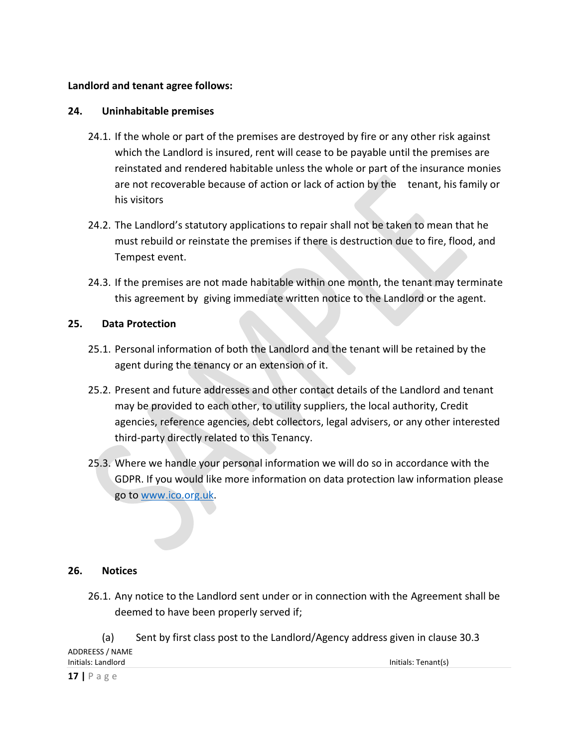**Landlord and tenant agree follows:**

**24. Uninhabitable premises**

24.1. If the whole or part of the premises are destroyed by fire or any other risk against which the Landlord is insured, rent will cease to be payable until the premises are reinstated and rendered habitable unless the whole or part of the insurance monies are not recoverable because of action or lack of action by the tenant, his family or his visitors

24.2. The Landlord's statutory applications to repair shall not be taken to mean that he must rebuild or reinstate the premises if there is destruction due to fire, flood, and Tempest event.

24.3. If the premises are not made habitable within one month, the tenant may terminate this agreement by giving immediate written notice to the Landlord or the agent.

**25. Data Protection**

25.1. Personal information of both the Landlord and the tenant will be retained by the agent during the tenancy or an extension of it.

25.2. Present and future addresses and other contact details of the Landlord and tenant may be provided to each other, to utility suppliers, the local authority, Credit agencies, reference agencies, debt collectors, legal advisers, or any other interested third-party directly related to this Tenancy.

25.3. Where we handle your personal information we will do so in accordance with the GDPR. If you would like more information on data protection law information please go to [www.ico.org.uk](http://www.ico.org.uk).

**26. Notices**

26.1. Any notice to the Landlord sent under or in connection with the Agreement shall be deemed to have been properly served if;

(a) Sent by first class post to the Landlord/Agency address given in clause 30.3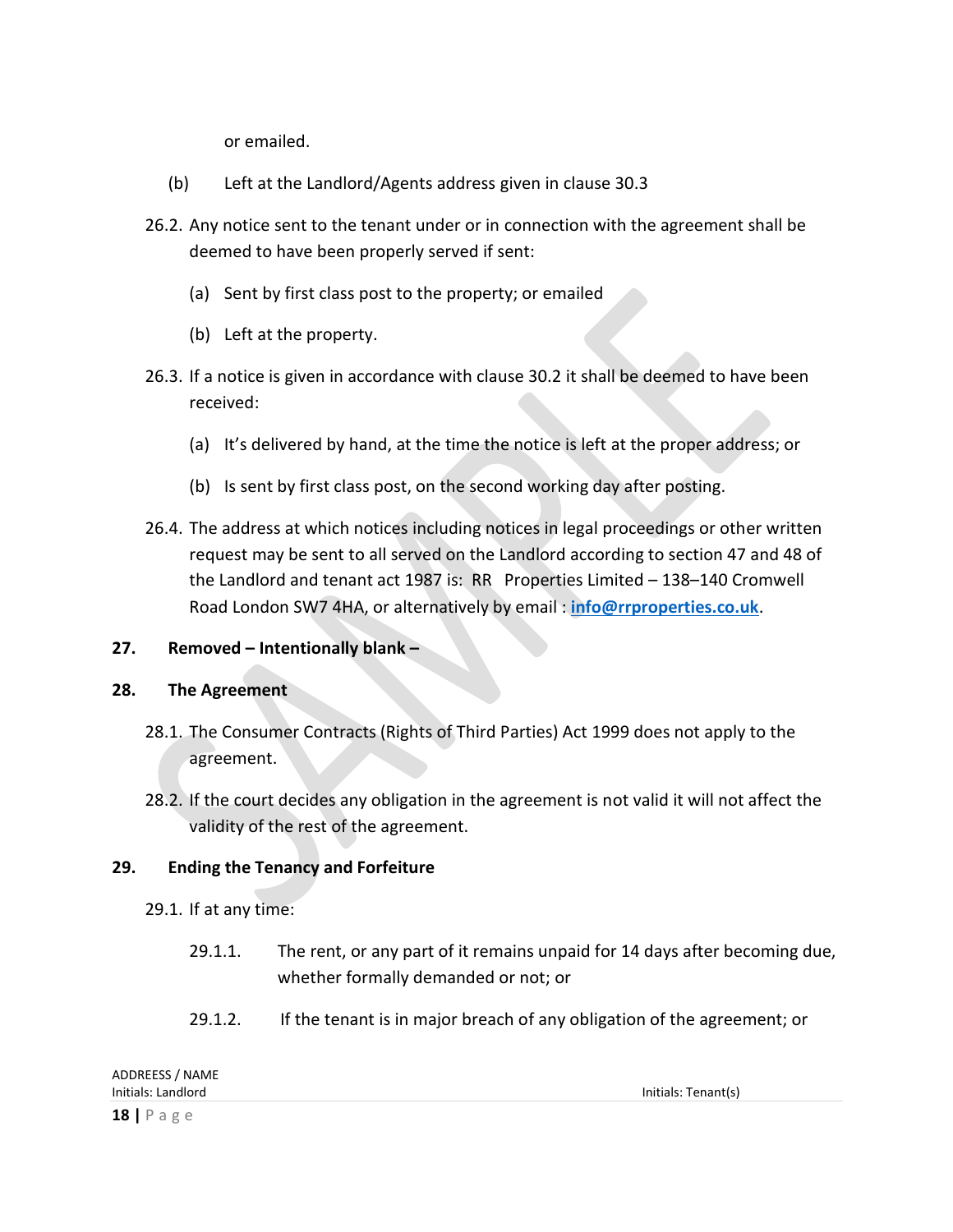or emailed.

(b) Left at the Landlord/Agents address given in clause 30.3

26.2. Any notice sent to the tenant under or in connection with the agreement shall be deemed to have been properly served if sent:

(a) Sent by first class post to the property; or emailed

(b) Left at the property.

26.3. If a notice is given in accordance with clause 30.2 it shall be deemed to have been received:

(a) It's delivered by hand, at the time the notice is left at the proper address; or

(b) Is sent by first class post, on the second working day after posting.

26.4. The address at which notices including notices in legal proceedings or other written request may be sent to all served on the Landlord according to section 47 and 48 of the Landlord and tenant act 1987 is: RR Properties Limited – 138–140 Cromwell Road London SW7 4HA, or alternatively by email : **info@rrproperties.co.uk**.

## 27. Removed – Intentionally blank –

## 28. The Agreement

28.1. The Consumer Contracts (Rights of Third Parties) Act 1999 does not apply to the agreement.

28.2. If the court decides any obligation in the agreement is not valid it will not affect the validity of the rest of the agreement.

## 29. Ending the Tenancy and Forfeiture

29.1. If at any time:

29.1.1. The rent, or any part of it remains unpaid for 14 days after becoming due, whether formally demanded or not; or

29.1.2. If the tenant is in major breach of any obligation of the agreement; or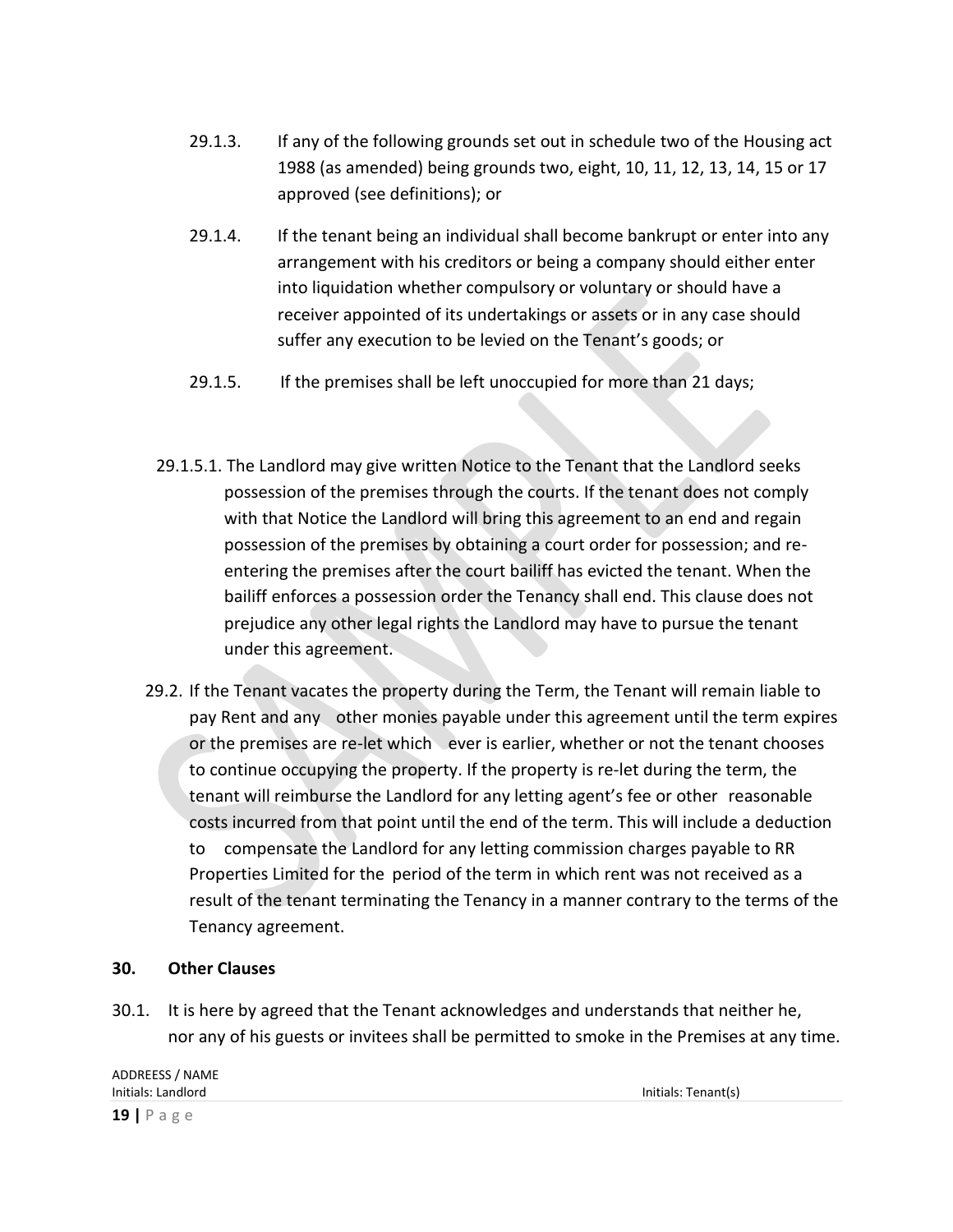29.1.3. If any of the following grounds set out in schedule two of the Housing act 1988 (as amended) being grounds two, eight, 10, 11, 12, 13, 14, 15 or 17 approved (see definitions); or

29.1.4. If the tenant being an individual shall become bankrupt or enter into any arrangement with his creditors or being a company should either enter into liquidation whether compulsory or voluntary or should have a receiver appointed of its undertakings or assets or in any case should suffer any execution to be levied on the Tenant's goods; or

29.1.5. If the premises shall be left unoccupied for more than 21 days;

29.1.5.1. The Landlord may give written Notice to the Tenant that the Landlord seeks possession of the premises through the courts. If the tenant does not comply with that Notice the Landlord will bring this agreement to an end and regain possession of the premises by obtaining a court order for possession; and re-entering the premises after the court bailiff has evicted the tenant. When the bailiff enforces a possession order the Tenancy shall end. This clause does not prejudice any other legal rights the Landlord may have to pursue the tenant under this agreement.

29.2. If the Tenant vacates the property during the Term, the Tenant will remain liable to pay Rent and any other monies payable under this agreement until the term expires or the premises are re-let which ever is earlier, whether or not the tenant chooses to continue occupying the property. If the property is re-let during the term, the tenant will reimburse the Landlord for any letting agent's fee or other reasonable costs incurred from that point until the end of the term. This will include a deduction to compensate the Landlord for any letting commission charges payable to RR Properties Limited for the period of the term in which rent was not received as a result of the tenant terminating the Tenancy in a manner contrary to the terms of the Tenancy agreement.

## 30. Other Clauses

30.1. It is here by agreed that the Tenant acknowledges and understands that neither he, nor any of his guests or invitees shall be permitted to smoke in the Premises at any time.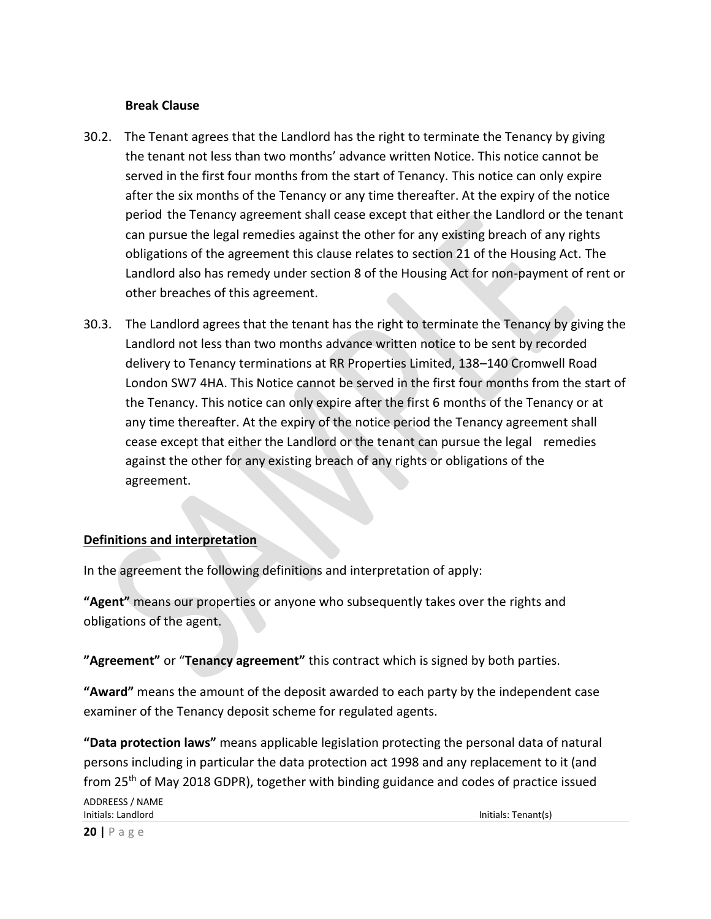**Break Clause**

30.2. The Tenant agrees that the Landlord has the right to terminate the Tenancy by giving the tenant not less than two months' advance written Notice. This notice cannot be served in the first four months from the start of Tenancy. This notice can only expire after the six months of the Tenancy or any time thereafter. At the expiry of the notice period the Tenancy agreement shall cease except that either the Landlord or the tenant can pursue the legal remedies against the other for any existing breach of any rights obligations of the agreement this clause relates to section 21 of the Housing Act. The Landlord also has remedy under section 8 of the Housing Act for non-payment of rent or other breaches of this agreement.

30.3. The Landlord agrees that the tenant has the right to terminate the Tenancy by giving the Landlord not less than two months advance written notice to be sent by recorded delivery to Tenancy terminations at RR Properties Limited, 138–140 Cromwell Road London SW7 4HA. This Notice cannot be served in the first four months from the start of the Tenancy. This notice can only expire after the first 6 months of the Tenancy or at any time thereafter. At the expiry of the notice period the Tenancy agreement shall cease except that either the Landlord or the tenant can pursue the legal remedies against the other for any existing breach of any rights or obligations of the agreement.

**Definitions and interpretation**

In the agreement the following definitions and interpretation of apply:

**"Agent"** means our properties or anyone who subsequently takes over the rights and obligations of the agent.

**"Agreement"** or "**Tenancy agreement"** this contract which is signed by both parties.

**"Award"** means the amount of the deposit awarded to each party by the independent case examiner of the Tenancy deposit scheme for regulated agents.

**"Data protection laws"** means applicable legislation protecting the personal data of natural persons including in particular the data protection act 1998 and any replacement to it (and from 25th of May 2018 GDPR), together with binding guidance and codes of practice issued

ADDREESS / NAME
Initials: Landlord Initials: Tenant(s)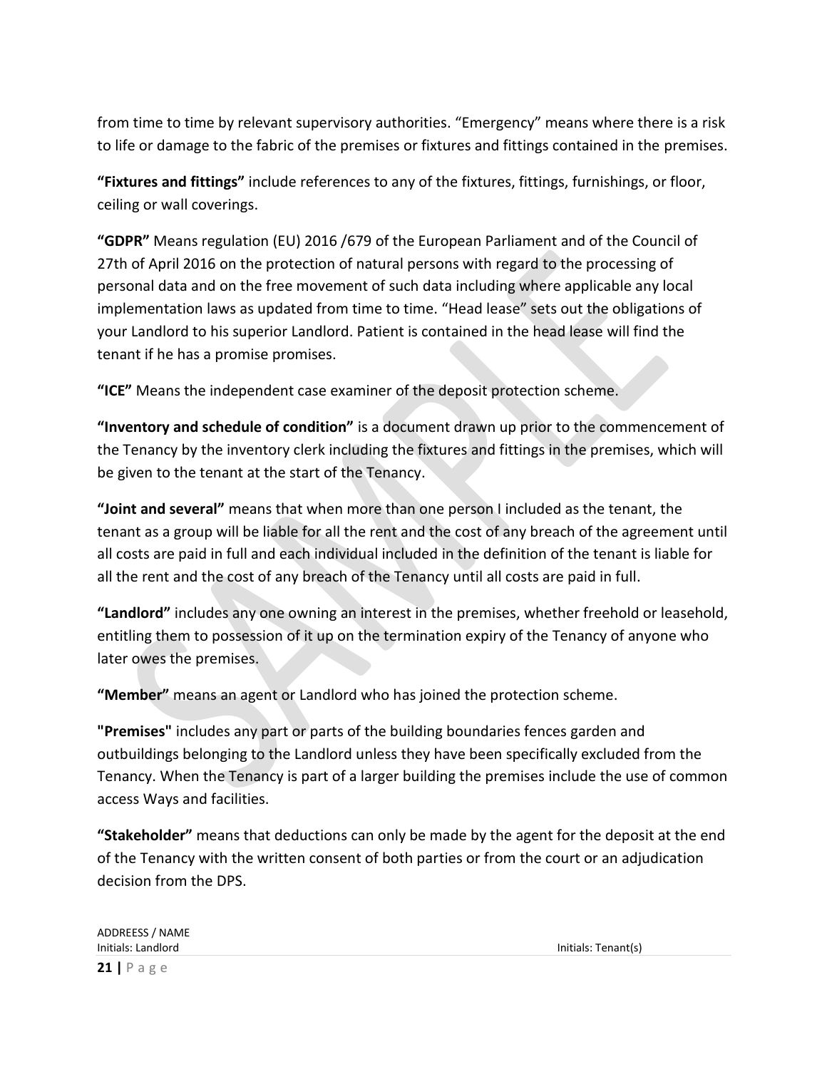from time to time by relevant supervisory authorities. “Emergency” means where there is a risk to life or damage to the fabric of the premises or fixtures and fittings contained in the premises.

**“Fixtures and fittings”** include references to any of the fixtures, fittings, furnishings, or floor, ceiling or wall coverings.

**“GDPR”** Means regulation (EU) 2016 /679 of the European Parliament and of the Council of 27th of April 2016 on the protection of natural persons with regard to the processing of personal data and on the free movement of such data including where applicable any local implementation laws as updated from time to time. “Head lease” sets out the obligations of your Landlord to his superior Landlord. Patient is contained in the head lease will find the tenant if he has a promise promises.

**“ICE”** Means the independent case examiner of the deposit protection scheme.

**“Inventory and schedule of condition”** is a document drawn up prior to the commencement of the Tenancy by the inventory clerk including the fixtures and fittings in the premises, which will be given to the tenant at the start of the Tenancy.

**“Joint and several”** means that when more than one person I included as the tenant, the tenant as a group will be liable for all the rent and the cost of any breach of the agreement until all costs are paid in full and each individual included in the definition of the tenant is liable for all the rent and the cost of any breach of the Tenancy until all costs are paid in full.

**“Landlord”** includes any one owning an interest in the premises, whether freehold or leasehold, entitling them to possession of it up on the termination expiry of the Tenancy of anyone who later owes the premises.

**“Member”** means an agent or Landlord who has joined the protection scheme.

**"Premises"** includes any part or parts of the building boundaries fences garden and outbuildings belonging to the Landlord unless they have been specifically excluded from the Tenancy. When the Tenancy is part of a larger building the premises include the use of common access Ways and facilities.

**“Stakeholder”** means that deductions can only be made by the agent for the deposit at the end of the Tenancy with the written consent of both parties or from the court or an adjudication decision from the DPS.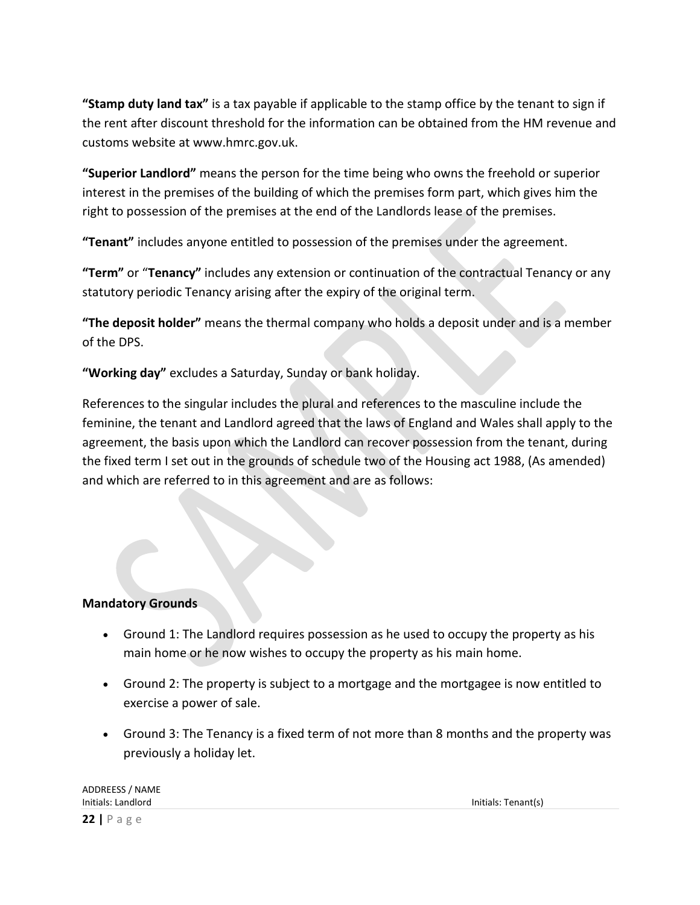**"Stamp duty land tax"** is a tax payable if applicable to the stamp office by the tenant to sign if the rent after discount threshold for the information can be obtained from the HM revenue and customs website at www.hmrc.gov.uk.

**"Superior Landlord"** means the person for the time being who owns the freehold or superior interest in the premises of the building of which the premises form part, which gives him the right to possession of the premises at the end of the Landlords lease of the premises.

**"Tenant"** includes anyone entitled to possession of the premises under the agreement.

**"Term"** or "**Tenancy"** includes any extension or continuation of the contractual Tenancy or any statutory periodic Tenancy arising after the expiry of the original term.

**"The deposit holder"** means the thermal company who holds a deposit under and is a member of the DPS.

**"Working day"** excludes a Saturday, Sunday or bank holiday.

References to the singular includes the plural and references to the masculine include the feminine, the tenant and Landlord agreed that the laws of England and Wales shall apply to the agreement, the basis upon which the Landlord can recover possession from the tenant, during the fixed term I set out in the grounds of schedule two of the Housing act 1988, (As amended) and which are referred to in this agreement and are as follows:

**Mandatory Grounds**

- Ground 1: The Landlord requires possession as he used to occupy the property as his main home or he now wishes to occupy the property as his main home.
- Ground 2: The property is subject to a mortgage and the mortgagee is now entitled to exercise a power of sale.
- Ground 3: The Tenancy is a fixed term of not more than 8 months and the property was previously a holiday let.

ADDREESS / NAME
Initials: Landlord Initials: Tenant(s)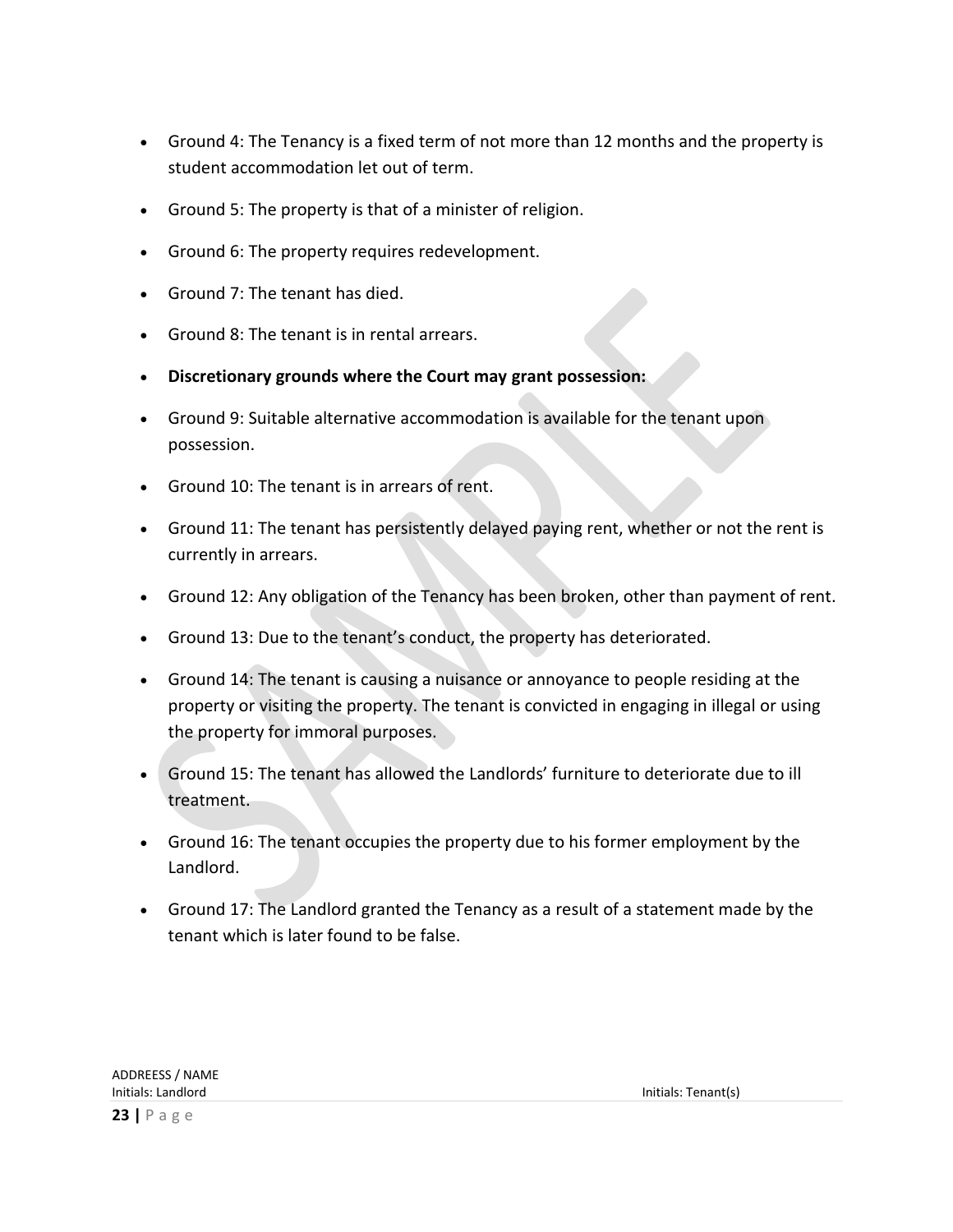- Ground 4: The Tenancy is a fixed term of not more than 12 months and the property is student accommodation let out of term.
- Ground 5: The property is that of a minister of religion.
- Ground 6: The property requires redevelopment.
- Ground 7: The tenant has died.
- Ground 8: The tenant is in rental arrears.
- **Discretionary grounds where the Court may grant possession:**
- Ground 9: Suitable alternative accommodation is available for the tenant upon possession.
- Ground 10: The tenant is in arrears of rent.
- Ground 11: The tenant has persistently delayed paying rent, whether or not the rent is currently in arrears.
- Ground 12: Any obligation of the Tenancy has been broken, other than payment of rent.
- Ground 13: Due to the tenant's conduct, the property has deteriorated.
- Ground 14: The tenant is causing a nuisance or annoyance to people residing at the property or visiting the property. The tenant is convicted in engaging in illegal or using the property for immoral purposes.
- Ground 15: The tenant has allowed the Landlords' furniture to deteriorate due to ill treatment.
- Ground 16: The tenant occupies the property due to his former employment by the Landlord.
- Ground 17: The Landlord granted the Tenancy as a result of a statement made by the tenant which is later found to be false.

ADDREESS / NAME
Initials: Landlord Initials: Tenant(s)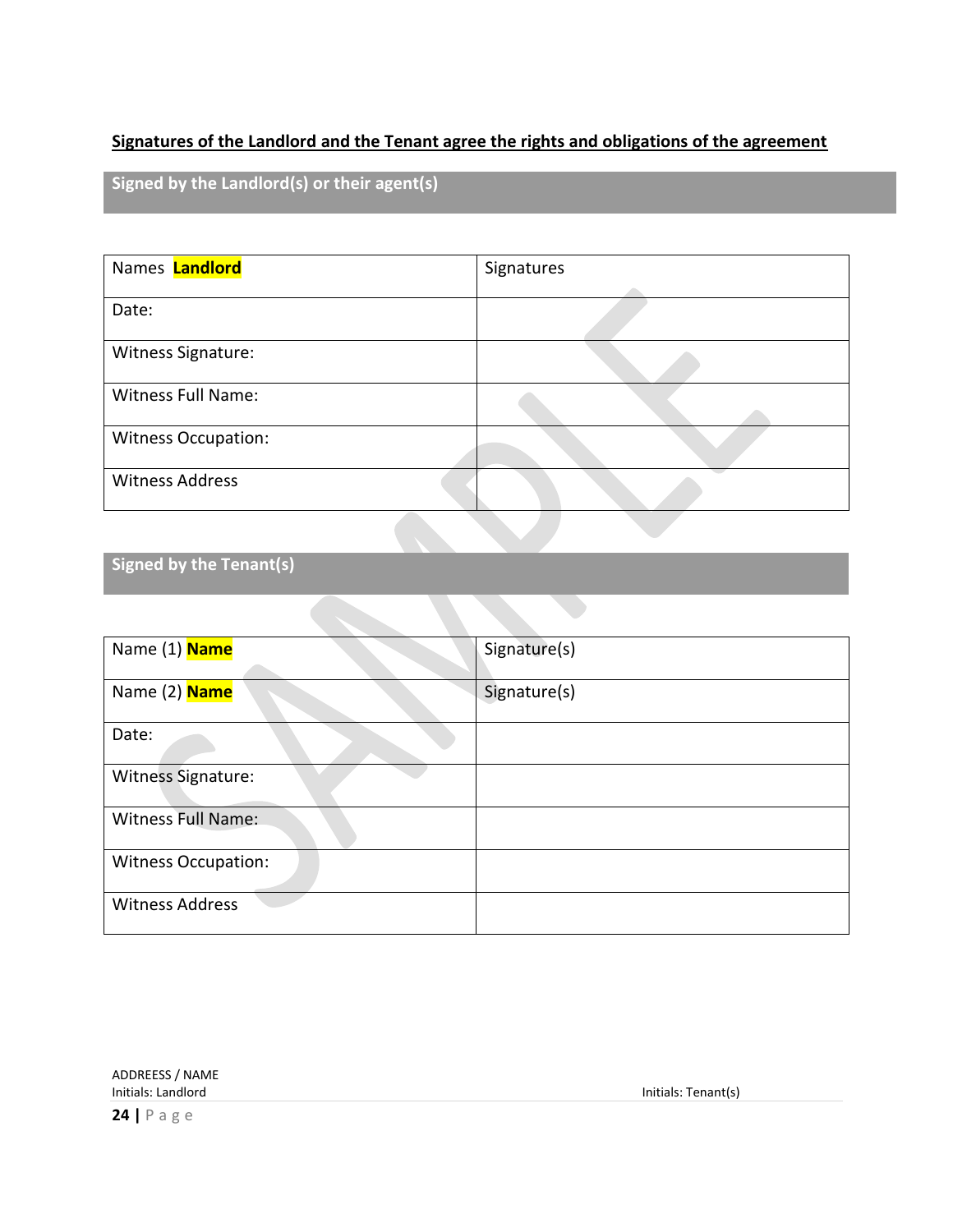**Signatures of the Landlord and the Tenant agree the rights and obligations of the agreement**

## Signed by the Landlord(s) or their agent(s)

| Names **Landlord** | Signatures |
|---|---|
| Date: | |
| Witness Signature: | |
| Witness Full Name: | |
| Witness Occupation: | |
| Witness Address | |

## Signed by the Tenant(s)

| Name (1) **Name** | Signature(s) |
|---|---|
| Name (2) **Name** | Signature(s) |
| Date: | |
| Witness Signature: | |
| Witness Full Name: | |
| Witness Occupation: | |
| Witness Address | |

ADDREESS / NAME
Initials: Landlord

Initials: Tenant(s)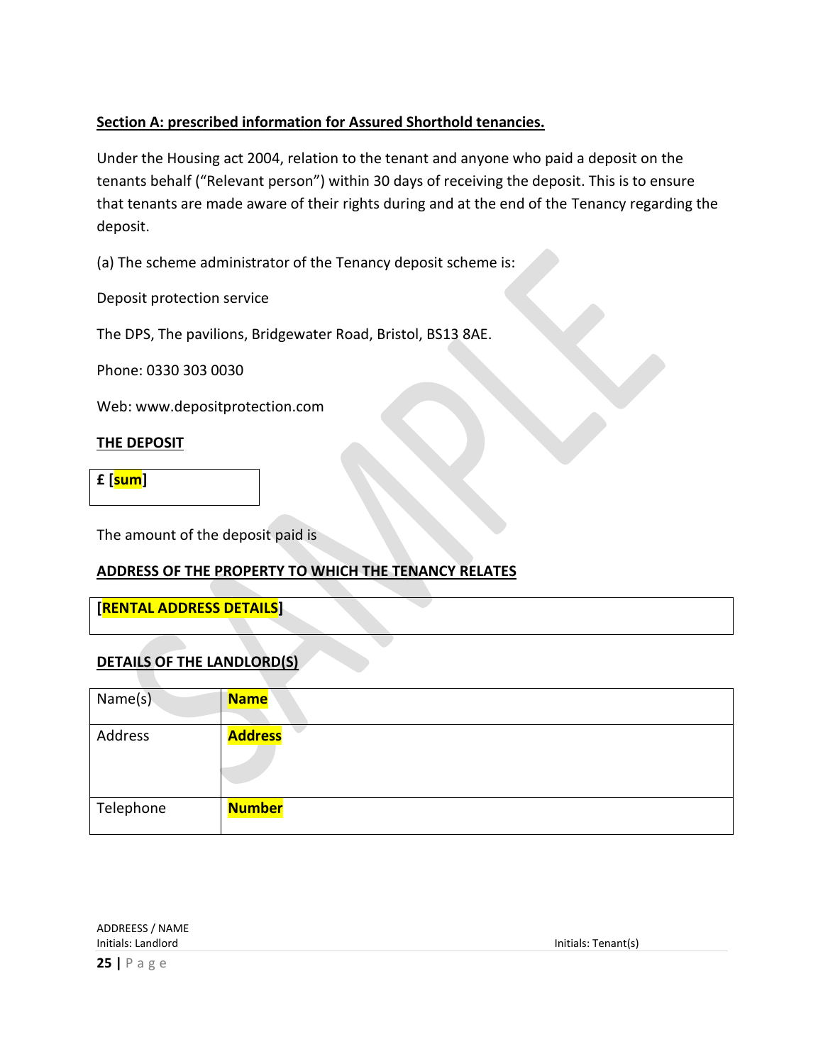**Section A: prescribed information for Assured Shorthold tenancies.**

Under the Housing act 2004, relation to the tenant and anyone who paid a deposit on the tenants behalf ("Relevant person") within 30 days of receiving the deposit. This is to ensure that tenants are made aware of their rights during and at the end of the Tenancy regarding the deposit.

(a) The scheme administrator of the Tenancy deposit scheme is:

Deposit protection service

The DPS, The pavilions, Bridgewater Road, Bristol, BS13 8AE.

Phone: 0330 303 0030

Web: www.depositprotection.com

**THE DEPOSIT**

| |
|---|
| **£ [sum]** |

The amount of the deposit paid is

**ADDRESS OF THE PROPERTY TO WHICH THE TENANCY RELATES**

| |
|---|
| **[RENTAL ADDRESS DETAILS]** |

**DETAILS OF THE LANDLORD(S)**

| | |
|---|---|
| Name(s) | **Name** |
| Address | **Address** |
| Telephone | **Number** |

ADDREESS / NAME

Initials: Landlord

Initials: Tenant(s)